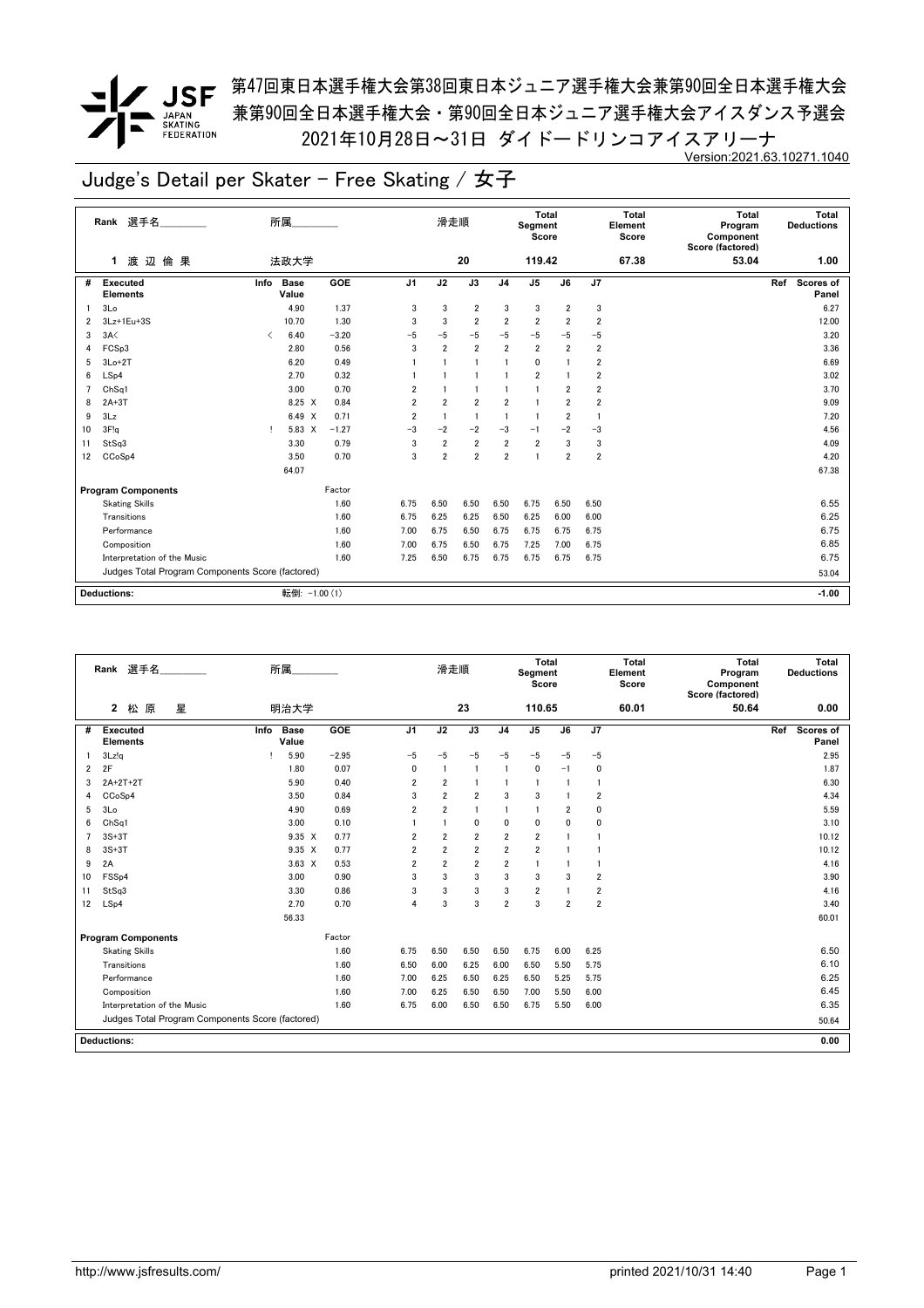第47回東日本選手権大会第38回東日本ジュニア選手権大会兼第90回全日本選手権大会
兼第90回全日本選手権大会・第90回全日本ジュニア選手権大会アイスダンス予選会
2021年10月28日～31日 ダイドードリンコアイスアリーナ

Version:2021.63.10271.1040

# Judge's Detail per Skater - Free Skating / 女子

| Rank | 選手名 | 所属 | 滑走順 | Total Segment Score | Total Element Score | Total Program Component Score (factored) | Total Deductions |
|---|---|---|---|---|---|---|---|
| 1 | 渡 辺 倫 果 | 法政大学 | 20 | 119.42 | 67.38 | 53.04 | 1.00 |

| # | Executed Elements | Info | Base Value | GOE | J1 | J2 | J3 | J4 | J5 | J6 | J7 | Ref | Scores of Panel |
|---|---|---|---|---|---|---|---|---|---|---|---|---|---|
| 1 | 3Lo | | 4.90 | 1.37 | 3 | 3 | 2 | 3 | 3 | 2 | 3 | | 6.27 |
| 2 | 3Lz+1Eu+3S | | 10.70 | 1.30 | 3 | 3 | 2 | 2 | 2 | 2 | 2 | | 12.00 |
| 3 | 3A< | < | 6.40 | −3.20 | −5 | −5 | −5 | −5 | −5 | −5 | −5 | | 3.20 |
| 4 | FCSp3 | | 2.80 | 0.56 | 3 | 2 | 2 | 2 | 2 | 2 | 2 | | 3.36 |
| 5 | 3Lo+2T | | 6.20 | 0.49 | 1 | 1 | 1 | 1 | 0 | 1 | 2 | | 6.69 |
| 6 | LSp4 | | 2.70 | 0.32 | 1 | 1 | 1 | 1 | 2 | 1 | 2 | | 3.02 |
| 7 | ChSq1 | | 3.00 | 0.70 | 2 | 1 | 1 | 1 | 1 | 2 | 2 | | 3.70 |
| 8 | 2A+3T | | 8.25 X | 0.84 | 2 | 2 | 2 | 2 | 1 | 2 | 2 | | 9.09 |
| 9 | 3Lz | | 6.49 X | 0.71 | 2 | 1 | 1 | 1 | 1 | 2 | 1 | | 7.20 |
| 10 | 3F!q | ! | 5.83 X | −1.27 | −3 | −2 | −2 | −3 | −1 | −2 | −3 | | 4.56 |
| 11 | StSq3 | | 3.30 | 0.79 | 3 | 2 | 2 | 2 | 2 | 3 | 3 | | 4.09 |
| 12 | CCoSp4 | | 3.50 | 0.70 | 3 | 2 | 2 | 2 | 1 | 2 | 2 | | 4.20 |
| | | | 64.07 | | | | | | | | | | 67.38 |

| Program Components | Factor | J1 | J2 | J3 | J4 | J5 | J6 | J7 | Scores of Panel |
|---|---|---|---|---|---|---|---|---|---|
| Skating Skills | 1.60 | 6.75 | 6.50 | 6.50 | 6.50 | 6.75 | 6.50 | 6.50 | 6.55 |
| Transitions | 1.60 | 6.75 | 6.25 | 6.25 | 6.50 | 6.25 | 6.00 | 6.00 | 6.25 |
| Performance | 1.60 | 7.00 | 6.75 | 6.50 | 6.75 | 6.75 | 6.75 | 6.75 | 6.75 |
| Composition | 1.60 | 7.00 | 6.75 | 6.50 | 6.75 | 7.25 | 7.00 | 6.75 | 6.85 |
| Interpretation of the Music | 1.60 | 7.25 | 6.50 | 6.75 | 6.75 | 6.75 | 6.75 | 6.75 | 6.75 |
| Judges Total Program Components Score (factored) | | | | | | | | | 53.04 |

**Deductions:** 転倒: −1.00 (1) **-1.00**

| Rank | 選手名 | 所属 | 滑走順 | Total Segment Score | Total Element Score | Total Program Component Score (factored) | Total Deductions |
|---|---|---|---|---|---|---|---|
| 2 | 松 原 星 | 明治大学 | 23 | 110.65 | 60.01 | 50.64 | 0.00 |

| # | Executed Elements | Info | Base Value | GOE | J1 | J2 | J3 | J4 | J5 | J6 | J7 | Ref | Scores of Panel |
|---|---|---|---|---|---|---|---|---|---|---|---|---|---|
| 1 | 3Lz!q | ! | 5.90 | −2.95 | −5 | −5 | −5 | −5 | −5 | −5 | −5 | | 2.95 |
| 2 | 2F | | 1.80 | 0.07 | 0 | 1 | 1 | 1 | 0 | −1 | 0 | | 1.87 |
| 3 | 2A+2T+2T | | 5.90 | 0.40 | 2 | 2 | 1 | 1 | 1 | 1 | 1 | | 6.30 |
| 4 | CCoSp4 | | 3.50 | 0.84 | 3 | 2 | 2 | 3 | 3 | 1 | 2 | | 4.34 |
| 5 | 3Lo | | 4.90 | 0.69 | 2 | 2 | 1 | 1 | 1 | 2 | 0 | | 5.59 |
| 6 | ChSq1 | | 3.00 | 0.10 | 1 | 1 | 0 | 0 | 0 | 0 | 0 | | 3.10 |
| 7 | 3S+3T | | 9.35 X | 0.77 | 2 | 2 | 2 | 2 | 2 | 1 | 1 | | 10.12 |
| 8 | 3S+3T | | 9.35 X | 0.77 | 2 | 2 | 2 | 2 | 2 | 1 | 1 | | 10.12 |
| 9 | 2A | | 3.63 X | 0.53 | 2 | 2 | 2 | 2 | 1 | 1 | 1 | | 4.16 |
| 10 | FSSp4 | | 3.00 | 0.90 | 3 | 3 | 3 | 3 | 3 | 3 | 2 | | 3.90 |
| 11 | StSq3 | | 3.30 | 0.86 | 3 | 3 | 3 | 3 | 2 | 1 | 2 | | 4.16 |
| 12 | LSp4 | | 2.70 | 0.70 | 4 | 3 | 3 | 2 | 3 | 2 | 2 | | 3.40 |
| | | | 56.33 | | | | | | | | | | 60.01 |

| Program Components | Factor | J1 | J2 | J3 | J4 | J5 | J6 | J7 | Scores of Panel |
|---|---|---|---|---|---|---|---|---|---|
| Skating Skills | 1.60 | 6.75 | 6.50 | 6.50 | 6.50 | 6.75 | 6.00 | 6.25 | 6.50 |
| Transitions | 1.60 | 6.50 | 6.00 | 6.25 | 6.00 | 6.50 | 5.50 | 5.75 | 6.10 |
| Performance | 1.60 | 7.00 | 6.25 | 6.50 | 6.25 | 6.50 | 5.25 | 5.75 | 6.25 |
| Composition | 1.60 | 7.00 | 6.25 | 6.50 | 6.50 | 7.00 | 5.50 | 6.00 | 6.45 |
| Interpretation of the Music | 1.60 | 6.75 | 6.00 | 6.50 | 6.50 | 6.75 | 5.50 | 6.00 | 6.35 |
| Judges Total Program Components Score (factored) | | | | | | | | | 50.64 |

**Deductions:** **0.00**

http://www.jsfresults.com/ printed 2021/10/31 14:40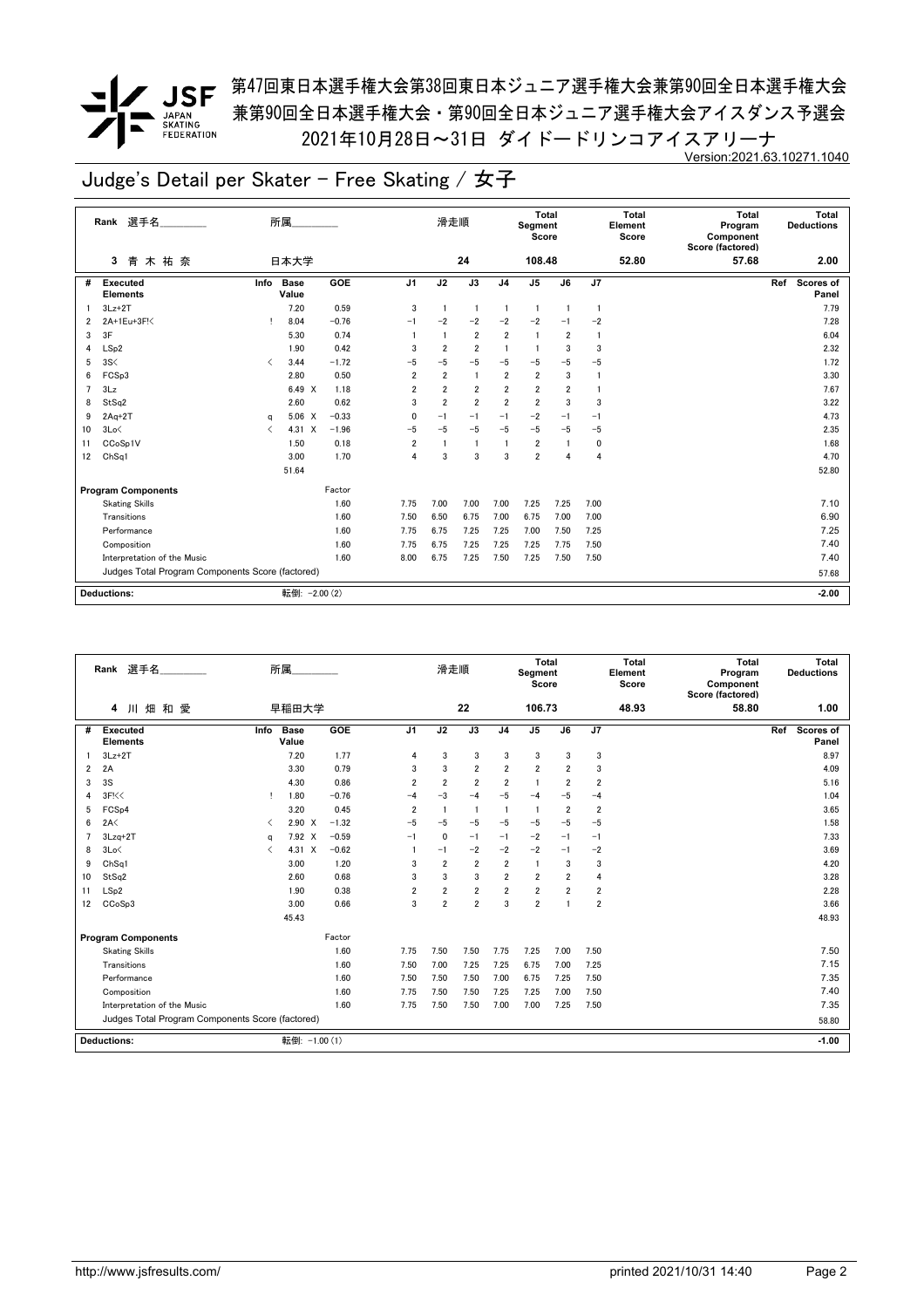第47回東日本選手権大会第38回東日本ジュニア選手権大会兼第90回全日本選手権大会
兼第90回全日本選手権大会・第90回全日本ジュニア選手権大会アイスダンス予選会
2021年10月28日～31日 ダイドードリンコアイスアリーナ

Version:2021.63.10271.1040

# Judge's Detail per Skater - Free Skating / 女子

| Rank | 選手名 | 所属 | 滑走順 | Total Segment Score | Total Element Score | Total Program Component Score (factored) | Total Deductions |
|---|---|---|---|---|---|---|---|
| 3 | 青 木 祐 奈 | 日本大学 | 24 | 108.48 | 52.80 | 57.68 | 2.00 |

| # | Executed Elements | Info | Base Value | GOE | J1 | J2 | J3 | J4 | J5 | J6 | J7 | Ref | Scores of Panel |
|---|---|---|---|---|---|---|---|---|---|---|---|---|---|
| 1 | 3Lz+2T | | 7.20 | 0.59 | 3 | 1 | 1 | 1 | 1 | 1 | 1 | | 7.79 |
| 2 | 2A+1Eu+3F!< | ! | 8.04 | −0.76 | −1 | −2 | −2 | −2 | −2 | −1 | −2 | | 7.28 |
| 3 | 3F | | 5.30 | 0.74 | 1 | 1 | 2 | 2 | 1 | 2 | 1 | | 6.04 |
| 4 | LSp2 | | 1.90 | 0.42 | 3 | 2 | 2 | 1 | 1 | 3 | 3 | | 2.32 |
| 5 | 3S< | < | 3.44 | −1.72 | −5 | −5 | −5 | −5 | −5 | −5 | −5 | | 1.72 |
| 6 | FCSp3 | | 2.80 | 0.50 | 2 | 2 | 1 | 2 | 2 | 3 | 1 | | 3.30 |
| 7 | 3Lz | | 6.49 X | 1.18 | 2 | 2 | 2 | 2 | 2 | 2 | 1 | | 7.67 |
| 8 | StSq2 | | 2.60 | 0.62 | 3 | 2 | 2 | 2 | 2 | 3 | 3 | | 3.22 |
| 9 | 2Aq+2T | q | 5.06 X | −0.33 | 0 | −1 | −1 | −1 | −2 | −1 | −1 | | 4.73 |
| 10 | 3Lo< | < | 4.31 X | −1.96 | −5 | −5 | −5 | −5 | −5 | −5 | −5 | | 2.35 |
| 11 | CCoSp1V | | 1.50 | 0.18 | 2 | 1 | 1 | 1 | 2 | 1 | 0 | | 1.68 |
| 12 | ChSq1 | | 3.00 | 1.70 | 4 | 3 | 3 | 3 | 2 | 4 | 4 | | 4.70 |
| | | | 51.64 | | | | | | | | | | 52.80 |

| Program Components | Factor | J1 | J2 | J3 | J4 | J5 | J6 | J7 | Scores of Panel |
|---|---|---|---|---|---|---|---|---|---|
| Skating Skills | 1.60 | 7.75 | 7.00 | 7.00 | 7.00 | 7.25 | 7.25 | 7.00 | 7.10 |
| Transitions | 1.60 | 7.50 | 6.50 | 6.75 | 7.00 | 6.75 | 7.00 | 7.00 | 6.90 |
| Performance | 1.60 | 7.75 | 6.75 | 7.25 | 7.25 | 7.00 | 7.50 | 7.25 | 7.25 |
| Composition | 1.60 | 7.75 | 6.75 | 7.25 | 7.25 | 7.25 | 7.75 | 7.50 | 7.40 |
| Interpretation of the Music | 1.60 | 8.00 | 6.75 | 7.25 | 7.50 | 7.25 | 7.50 | 7.50 | 7.40 |
| Judges Total Program Components Score (factored) | | | | | | | | | 57.68 |

| Deductions: | 転倒: −2.00 (2) | −2.00 |
|---|---|---|

| Rank | 選手名 | 所属 | 滑走順 | Total Segment Score | Total Element Score | Total Program Component Score (factored) | Total Deductions |
|---|---|---|---|---|---|---|---|
| 4 | 川 畑 和 愛 | 早稲田大学 | 22 | 106.73 | 48.93 | 58.80 | 1.00 |

| # | Executed Elements | Info | Base Value | GOE | J1 | J2 | J3 | J4 | J5 | J6 | J7 | Ref | Scores of Panel |
|---|---|---|---|---|---|---|---|---|---|---|---|---|---|
| 1 | 3Lz+2T | | 7.20 | 1.77 | 4 | 3 | 3 | 3 | 3 | 3 | 3 | | 8.97 |
| 2 | 2A | | 3.30 | 0.79 | 3 | 3 | 2 | 2 | 2 | 2 | 3 | | 4.09 |
| 3 | 3S | | 4.30 | 0.86 | 2 | 2 | 2 | 2 | 1 | 2 | 2 | | 5.16 |
| 4 | 3F!<< | ! | 1.80 | −0.76 | −4 | −3 | −4 | −5 | −4 | −5 | −4 | | 1.04 |
| 5 | FCSp4 | | 3.20 | 0.45 | 2 | 1 | 1 | 1 | 1 | 2 | 2 | | 3.65 |
| 6 | 2A< | < | 2.90 X | −1.32 | −5 | −5 | −5 | −5 | −5 | −5 | −5 | | 1.58 |
| 7 | 3Lzq+2T | q | 7.92 X | −0.59 | −1 | 0 | −1 | −1 | −2 | −1 | −1 | | 7.33 |
| 8 | 3Lo< | < | 4.31 X | −0.62 | 1 | −1 | −2 | −2 | −2 | −1 | −2 | | 3.69 |
| 9 | ChSq1 | | 3.00 | 1.20 | 3 | 2 | 2 | 2 | 1 | 3 | 3 | | 4.20 |
| 10 | StSq2 | | 2.60 | 0.68 | 3 | 3 | 3 | 2 | 2 | 2 | 4 | | 3.28 |
| 11 | LSp2 | | 1.90 | 0.38 | 2 | 2 | 2 | 2 | 2 | 2 | 2 | | 2.28 |
| 12 | CCoSp3 | | 3.00 | 0.66 | 3 | 2 | 2 | 3 | 2 | 1 | 2 | | 3.66 |
| | | | 45.43 | | | | | | | | | | 48.93 |

| Program Components | Factor | J1 | J2 | J3 | J4 | J5 | J6 | J7 | Scores of Panel |
|---|---|---|---|---|---|---|---|---|---|
| Skating Skills | 1.60 | 7.75 | 7.50 | 7.50 | 7.75 | 7.25 | 7.00 | 7.50 | 7.50 |
| Transitions | 1.60 | 7.50 | 7.00 | 7.25 | 7.25 | 6.75 | 7.00 | 7.25 | 7.15 |
| Performance | 1.60 | 7.50 | 7.50 | 7.50 | 7.00 | 6.75 | 7.25 | 7.50 | 7.35 |
| Composition | 1.60 | 7.75 | 7.50 | 7.50 | 7.25 | 7.25 | 7.00 | 7.50 | 7.40 |
| Interpretation of the Music | 1.60 | 7.75 | 7.50 | 7.50 | 7.00 | 7.00 | 7.25 | 7.50 | 7.35 |
| Judges Total Program Components Score (factored) | | | | | | | | | 58.80 |

| Deductions: | 転倒: −1.00 (1) | −1.00 |
|---|---|---|

http://www.jsfresults.com/ printed 2021/10/31 14:40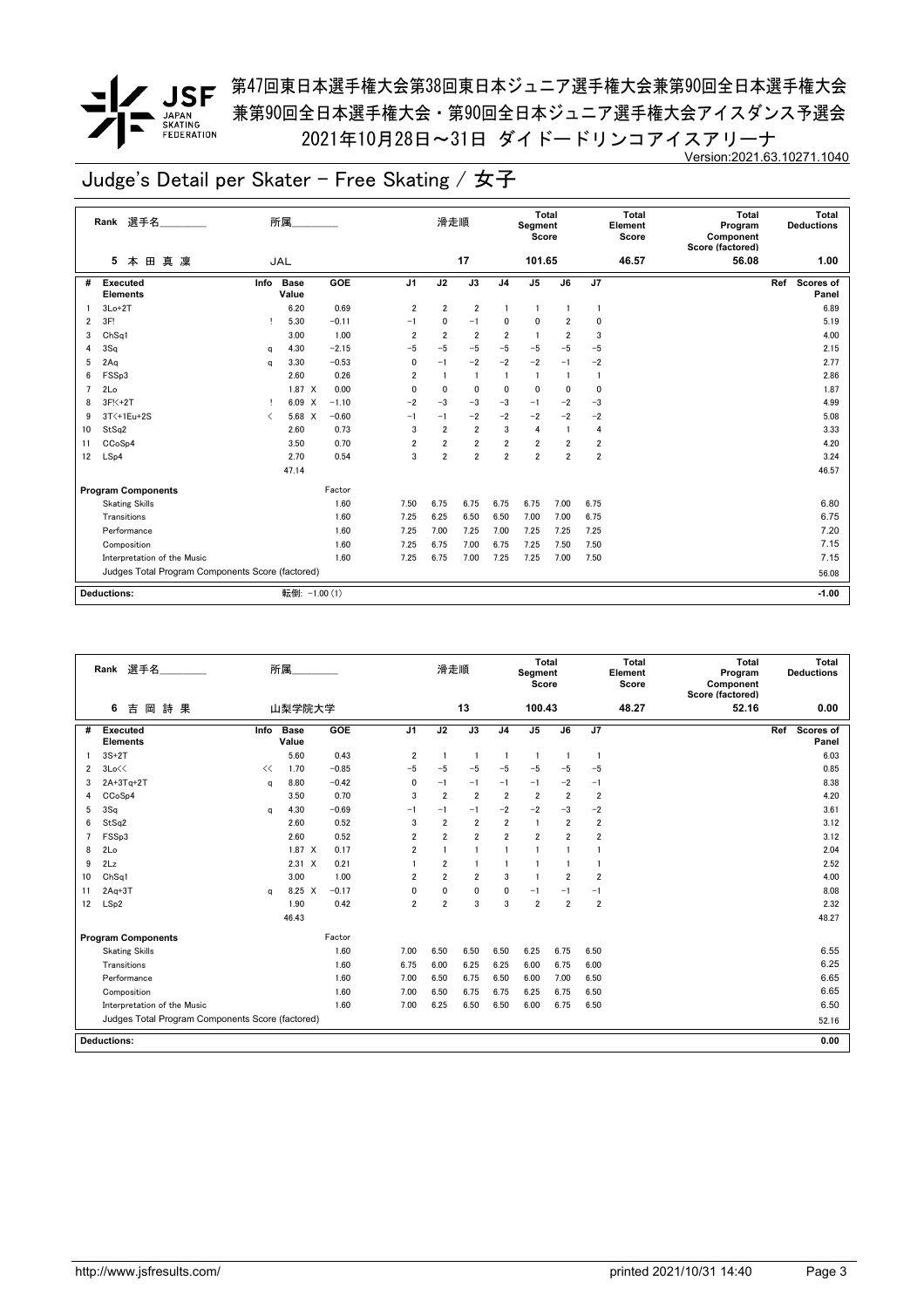第47回東日本選手権大会第38回東日本ジュニア選手権大会兼第90回全日本選手権大会
兼第90回全日本選手権大会・第90回全日本ジュニア選手権大会アイスダンス予選会
2021年10月28日～31日 ダイドードリンコアイスアリーナ

Version:2021.63.10271.1040

# Judge's Detail per Skater - Free Skating / 女子

| Rank | 選手名 | 所属 | 滑走順 | Total Segment Score | Total Element Score | Total Program Component Score (factored) | Total Deductions |
|---|---|---|---|---|---|---|---|
| 5 | 本田真凜 | JAL | 17 | 101.65 | 46.57 | 56.08 | 1.00 |

| # | Executed Elements | Info | Base Value | | GOE | J1 | J2 | J3 | J4 | J5 | J6 | J7 | Ref | Scores of Panel |
|---|---|---|---|---|---|---|---|---|---|---|---|---|---|---|
| 1 | 3Lo+2T | | 6.20 | | 0.69 | 2 | 2 | 2 | 1 | 1 | 1 | 1 | | 6.89 |
| 2 | 3F! | ! | 5.30 | | −0.11 | −1 | 0 | −1 | 0 | 0 | 2 | 0 | | 5.19 |
| 3 | ChSq1 | | 3.00 | | 1.00 | 2 | 2 | 2 | 2 | 1 | 2 | 3 | | 4.00 |
| 4 | 3Sq | q | 4.30 | | −2.15 | −5 | −5 | −5 | −5 | −5 | −5 | −5 | | 2.15 |
| 5 | 2Aq | q | 3.30 | | −0.53 | 0 | −1 | −2 | −2 | −2 | −1 | −2 | | 2.77 |
| 6 | FSSp3 | | 2.60 | | 0.26 | 2 | 1 | 1 | 1 | 1 | 1 | 1 | | 2.86 |
| 7 | 2Lo | | 1.87 | X | 0.00 | 0 | 0 | 0 | 0 | 0 | 0 | 0 | | 1.87 |
| 8 | 3F!<+2T | ! | 6.09 | X | −1.10 | −2 | −3 | −3 | −3 | −1 | −2 | −3 | | 4.99 |
| 9 | 3T<+1Eu+2S | < | 5.68 | X | −0.60 | −1 | −1 | −2 | −2 | −2 | −2 | −2 | | 5.08 |
| 10 | StSq2 | | 2.60 | | 0.73 | 3 | 2 | 2 | 3 | 4 | 1 | 4 | | 3.33 |
| 11 | CCoSp4 | | 3.50 | | 0.70 | 2 | 2 | 2 | 2 | 2 | 2 | 2 | | 4.20 |
| 12 | LSp4 | | 2.70 | | 0.54 | 3 | 2 | 2 | 2 | 2 | 2 | 2 | | 3.24 |
| | | | 47.14 | | | | | | | | | | | 46.57 |

| Program Components | Factor | J1 | J2 | J3 | J4 | J5 | J6 | J7 | Scores of Panel |
|---|---|---|---|---|---|---|---|---|---|
| Skating Skills | 1.60 | 7.50 | 6.75 | 6.75 | 6.75 | 6.75 | 7.00 | 6.75 | 6.80 |
| Transitions | 1.60 | 7.25 | 6.25 | 6.50 | 6.50 | 7.00 | 7.00 | 6.75 | 6.75 |
| Performance | 1.60 | 7.25 | 7.00 | 7.25 | 7.00 | 7.25 | 7.25 | 7.25 | 7.20 |
| Composition | 1.60 | 7.25 | 6.75 | 7.00 | 6.75 | 7.25 | 7.50 | 7.50 | 7.15 |
| Interpretation of the Music | 1.60 | 7.25 | 6.75 | 7.00 | 7.25 | 7.25 | 7.00 | 7.50 | 7.15 |
| Judges Total Program Components Score (factored) | | | | | | | | | 56.08 |

| Deductions: | 転倒: −1.00 (1) | −1.00 |
|---|---|---|

| Rank | 選手名 | 所属 | 滑走順 | Total Segment Score | Total Element Score | Total Program Component Score (factored) | Total Deductions |
|---|---|---|---|---|---|---|---|
| 6 | 吉岡詩果 | 山梨学院大学 | 13 | 100.43 | 48.27 | 52.16 | 0.00 |

| # | Executed Elements | Info | Base Value | | GOE | J1 | J2 | J3 | J4 | J5 | J6 | J7 | Ref | Scores of Panel |
|---|---|---|---|---|---|---|---|---|---|---|---|---|---|---|
| 1 | 3S+2T | | 5.60 | | 0.43 | 2 | 1 | 1 | 1 | 1 | 1 | 1 | | 6.03 |
| 2 | 3Lo<< | << | 1.70 | | −0.85 | −5 | −5 | −5 | −5 | −5 | −5 | −5 | | 0.85 |
| 3 | 2A+3Tq+2T | q | 8.80 | | −0.42 | 0 | −1 | −1 | −1 | −1 | −2 | −1 | | 8.38 |
| 4 | CCoSp4 | | 3.50 | | 0.70 | 3 | 2 | 2 | 2 | 2 | 2 | 2 | | 4.20 |
| 5 | 3Sq | q | 4.30 | | −0.69 | −1 | −1 | −1 | −2 | −2 | −3 | −2 | | 3.61 |
| 6 | StSq2 | | 2.60 | | 0.52 | 3 | 2 | 2 | 2 | 1 | 2 | 2 | | 3.12 |
| 7 | FSSp3 | | 2.60 | | 0.52 | 2 | 2 | 2 | 2 | 2 | 2 | 2 | | 3.12 |
| 8 | 2Lo | | 1.87 | X | 0.17 | 2 | 1 | 1 | 1 | 1 | 1 | 1 | | 2.04 |
| 9 | 2Lz | | 2.31 | X | 0.21 | 1 | 2 | 1 | 1 | 1 | 1 | 1 | | 2.52 |
| 10 | ChSq1 | | 3.00 | | 1.00 | 2 | 2 | 2 | 3 | 1 | 2 | 2 | | 4.00 |
| 11 | 2Aq+3T | q | 8.25 | X | −0.17 | 0 | 0 | 0 | 0 | −1 | −1 | −1 | | 8.08 |
| 12 | LSp2 | | 1.90 | | 0.42 | 2 | 2 | 3 | 3 | 2 | 2 | 2 | | 2.32 |
| | | | 46.43 | | | | | | | | | | | 48.27 |

| Program Components | Factor | J1 | J2 | J3 | J4 | J5 | J6 | J7 | Scores of Panel |
|---|---|---|---|---|---|---|---|---|---|
| Skating Skills | 1.60 | 7.00 | 6.50 | 6.50 | 6.50 | 6.25 | 6.75 | 6.50 | 6.55 |
| Transitions | 1.60 | 6.75 | 6.00 | 6.25 | 6.25 | 6.00 | 6.75 | 6.00 | 6.25 |
| Performance | 1.60 | 7.00 | 6.50 | 6.75 | 6.50 | 6.00 | 7.00 | 6.50 | 6.65 |
| Composition | 1.60 | 7.00 | 6.50 | 6.75 | 6.75 | 6.25 | 6.75 | 6.50 | 6.65 |
| Interpretation of the Music | 1.60 | 7.00 | 6.25 | 6.50 | 6.50 | 6.00 | 6.75 | 6.50 | 6.50 |
| Judges Total Program Components Score (factored) | | | | | | | | | 52.16 |

| Deductions: | | 0.00 |
|---|---|---|

http://www.jsfresults.com/ printed 2021/10/31 14:40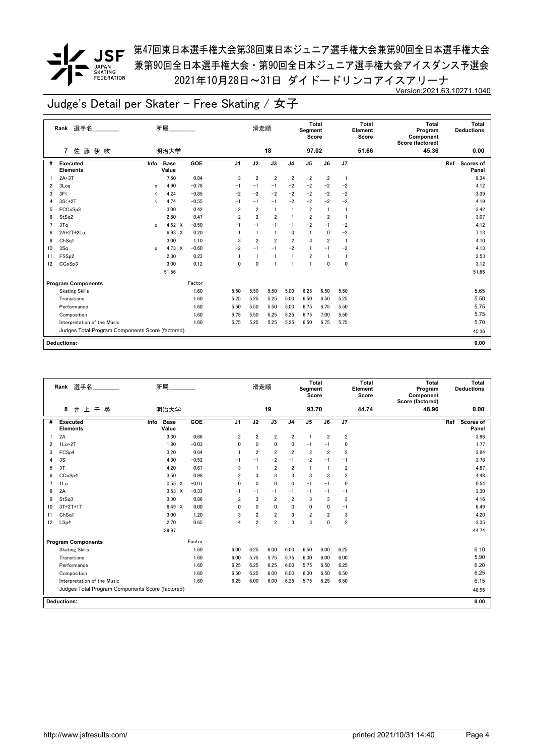# 第47回東日本選手権大会第38回東日本ジュニア選手権大会兼第90回全日本選手権大会
# 兼第90回全日本選手権大会・第90回全日本ジュニア選手権大会アイスダンス予選会
# 2021年10月28日～31日 ダイドードリンコアイスアリーナ

Version:2021.63.10271.1040

## Judge's Detail per Skater - Free Skating / 女子

| Rank | 選手名 | 所属 | 滑走順 | Total Segment Score | Total Element Score | Total Program Component Score (factored) | Total Deductions |
|---|---|---|---|---|---|---|---|
| 7 | 佐藤伊吹 | 明治大学 | 18 | 97.02 | 51.66 | 45.36 | 0.00 |

| # | Executed Elements | Info | Base Value | | GOE | J1 | J2 | J3 | J4 | J5 | J6 | J7 | Ref | Scores of Panel |
|---|---|---|---|---|---|---|---|---|---|---|---|---|---|---|
| 1 | 2A+3T | | 7.50 | | 0.84 | 3 | 2 | 2 | 2 | 2 | 2 | 1 | | 8.34 |
| 2 | 3Loq | q | 4.90 | | −0.78 | −1 | −1 | −1 | −2 | −2 | −2 | −2 | | 4.12 |
| 3 | 3F< | < | 4.24 | | −0.85 | −2 | −2 | −2 | −2 | −2 | −2 | −2 | | 3.39 |
| 4 | 3S<+2T | < | 4.74 | | −0.55 | −1 | −1 | −1 | −2 | −2 | −2 | −2 | | 4.19 |
| 5 | FCCoSp3 | | 3.00 | | 0.42 | 2 | 2 | 1 | 1 | 2 | 1 | 1 | | 3.42 |
| 6 | StSq2 | | 2.60 | | 0.47 | 2 | 2 | 2 | 1 | 2 | 2 | 1 | | 3.07 |
| 7 | 3Tq | q | 4.62 | X | −0.50 | −1 | −1 | −1 | −1 | −2 | −1 | −2 | | 4.12 |
| 8 | 2A+2T+2Lo | | 6.93 | X | 0.20 | 1 | 1 | 1 | 0 | 1 | 0 | −2 | | 7.13 |
| 9 | ChSq1 | | 3.00 | | 1.10 | 3 | 2 | 2 | 2 | 3 | 2 | 1 | | 4.10 |
| 10 | 3Sq | q | 4.73 | X | −0.60 | −2 | −1 | −1 | −2 | 1 | −1 | −2 | | 4.13 |
| 11 | FSSp2 | | 2.30 | | 0.23 | 1 | 1 | 1 | 1 | 2 | 1 | 1 | | 2.53 |
| 12 | CCoSp3 | | 3.00 | | 0.12 | 0 | 0 | 1 | 1 | 1 | 0 | 0 | | 3.12 |
| | | | 51.56 | | | | | | | | | | | 51.66 |

| Program Components | Factor | J1 | J2 | J3 | J4 | J5 | J6 | J7 | Scores of Panel |
|---|---|---|---|---|---|---|---|---|---|
| Skating Skills | 1.60 | 5.50 | 5.50 | 5.50 | 5.00 | 6.25 | 6.50 | 5.50 | 5.65 |
| Transitions | 1.60 | 5.25 | 5.25 | 5.25 | 5.00 | 6.50 | 6.50 | 5.25 | 5.50 |
| Performance | 1.60 | 5.50 | 5.50 | 5.50 | 5.00 | 6.75 | 6.75 | 5.50 | 5.75 |
| Composition | 1.60 | 5.75 | 5.50 | 5.25 | 5.25 | 6.75 | 7.00 | 5.50 | 5.75 |
| Interpretation of the Music | 1.60 | 5.75 | 5.25 | 5.25 | 5.25 | 6.50 | 6.75 | 5.75 | 5.70 |
| Judges Total Program Components Score (factored) | | | | | | | | | 45.36 |

**Deductions:** 0.00

| Rank | 選手名 | 所属 | 滑走順 | Total Segment Score | Total Element Score | Total Program Component Score (factored) | Total Deductions |
|---|---|---|---|---|---|---|---|
| 8 | 井上千尋 | 明治大学 | 19 | 93.70 | 44.74 | 48.96 | 0.00 |

| # | Executed Elements | Info | Base Value | | GOE | J1 | J2 | J3 | J4 | J5 | J6 | J7 | Ref | Scores of Panel |
|---|---|---|---|---|---|---|---|---|---|---|---|---|---|---|
| 1 | 2A | | 3.30 | | 0.66 | 2 | 2 | 2 | 2 | 1 | 2 | 2 | | 3.96 |
| 2 | 1Lo+2T | | 1.80 | | −0.03 | 0 | 0 | 0 | 0 | −1 | −1 | 0 | | 1.77 |
| 3 | FCSp4 | | 3.20 | | 0.64 | 1 | 2 | 2 | 2 | 2 | 2 | 2 | | 3.84 |
| 4 | 3S | | 4.30 | | −0.52 | −1 | −1 | −2 | −1 | −2 | −1 | −1 | | 3.78 |
| 5 | 3T | | 4.20 | | 0.67 | 3 | 1 | 2 | 2 | 1 | 1 | 2 | | 4.87 |
| 6 | CCoSp4 | | 3.50 | | 0.98 | 2 | 3 | 3 | 3 | 3 | 3 | 2 | | 4.48 |
| 7 | 1Lo | | 0.55 | X | −0.01 | 0 | 0 | 0 | 0 | −1 | −1 | 0 | | 0.54 |
| 8 | 2A | | 3.63 | X | −0.33 | −1 | −1 | −1 | −1 | −1 | −1 | −1 | | 3.30 |
| 9 | StSq3 | | 3.30 | | 0.86 | 2 | 3 | 2 | 2 | 3 | 3 | 3 | | 4.16 |
| 10 | 3T+2T+1T | | 6.49 | X | 0.00 | 0 | 0 | 0 | 0 | 0 | 0 | −1 | | 6.49 |
| 11 | ChSq1 | | 3.00 | | 1.20 | 3 | 2 | 2 | 3 | 2 | 2 | 3 | | 4.20 |
| 12 | LSp4 | | 2.70 | | 0.65 | 4 | 2 | 2 | 3 | 3 | 0 | 2 | | 3.35 |
| | | | 39.97 | | | | | | | | | | | 44.74 |

| Program Components | Factor | J1 | J2 | J3 | J4 | J5 | J6 | J7 | Scores of Panel |
|---|---|---|---|---|---|---|---|---|---|
| Skating Skills | 1.60 | 6.00 | 6.25 | 6.00 | 6.00 | 6.50 | 6.00 | 6.25 | 6.10 |
| Transitions | 1.60 | 6.00 | 5.75 | 5.75 | 5.75 | 6.00 | 6.00 | 6.00 | 5.90 |
| Performance | 1.60 | 6.25 | 6.25 | 6.25 | 6.00 | 5.75 | 6.50 | 6.25 | 6.20 |
| Composition | 1.60 | 6.50 | 6.25 | 6.00 | 6.00 | 6.00 | 6.50 | 6.50 | 6.25 |
| Interpretation of the Music | 1.60 | 6.25 | 6.00 | 6.00 | 6.25 | 5.75 | 6.25 | 6.50 | 6.15 |
| Judges Total Program Components Score (factored) | | | | | | | | | 48.96 |

**Deductions:** 0.00

http://www.jsfresults.com/ printed 2021/10/31 14:40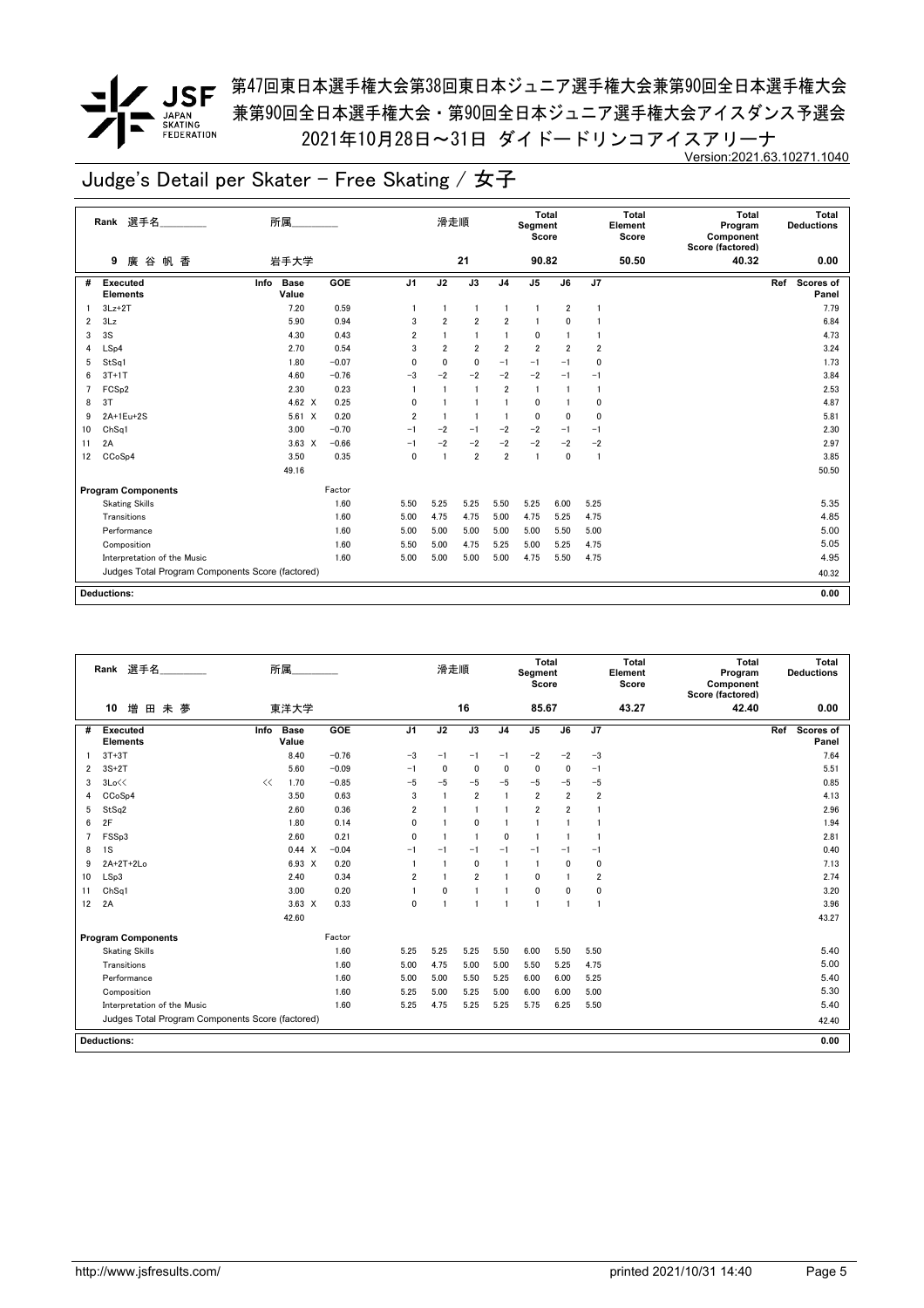# 第47回東日本選手権大会第38回東日本ジュニア選手権大会兼第90回全日本選手権大会
# 兼第90回全日本選手権大会・第90回全日本ジュニア選手権大会アイスダンス予選会
# 2021年10月28日～31日 ダイドードリンコアイスアリーナ

Version:2021.63.10271.1040

## Judge's Detail per Skater - Free Skating / 女子

| Rank | 選手名 | 所属 | 滑走順 | Total Segment Score | Total Element Score | Total Program Component Score (factored) | Total Deductions |
|---|---|---|---|---|---|---|---|
| 9 | 廣谷帆香 | 岩手大学 | 21 | 90.82 | 50.50 | 40.32 | 0.00 |

| # | Executed Elements | Info | Base Value | GOE | J1 | J2 | J3 | J4 | J5 | J6 | J7 | Ref | Scores of Panel |
|---|---|---|---|---|---|---|---|---|---|---|---|---|---|
| 1 | 3Lz+2T | | 7.20 | 0.59 | 1 | 1 | 1 | 1 | 1 | 2 | 1 | | 7.79 |
| 2 | 3Lz | | 5.90 | 0.94 | 3 | 2 | 2 | 2 | 1 | 0 | 1 | | 6.84 |
| 3 | 3S | | 4.30 | 0.43 | 2 | 1 | 1 | 1 | 0 | 1 | 1 | | 4.73 |
| 4 | LSp4 | | 2.70 | 0.54 | 3 | 2 | 2 | 2 | 2 | 2 | 2 | | 3.24 |
| 5 | StSq1 | | 1.80 | −0.07 | 0 | 0 | 0 | −1 | −1 | −1 | 0 | | 1.73 |
| 6 | 3T+1T | | 4.60 | −0.76 | −3 | −2 | −2 | −2 | −2 | −1 | −1 | | 3.84 |
| 7 | FCSp2 | | 2.30 | 0.23 | 1 | 1 | 1 | 2 | 1 | 1 | 1 | | 2.53 |
| 8 | 3T | | 4.62 X | 0.25 | 0 | 1 | 1 | 1 | 0 | 1 | 0 | | 4.87 |
| 9 | 2A+1Eu+2S | | 5.61 X | 0.20 | 2 | 1 | 1 | 1 | 0 | 0 | 0 | | 5.81 |
| 10 | ChSq1 | | 3.00 | −0.70 | −1 | −2 | −1 | −2 | −2 | −1 | −1 | | 2.30 |
| 11 | 2A | | 3.63 X | −0.66 | −1 | −2 | −2 | −2 | −2 | −2 | −2 | | 2.97 |
| 12 | CCoSp4 | | 3.50 | 0.35 | 0 | 1 | 2 | 2 | 1 | 0 | 1 | | 3.85 |
| | | | 49.16 | | | | | | | | | | 50.50 |

| Program Components | Factor | J1 | J2 | J3 | J4 | J5 | J6 | J7 | Scores of Panel |
|---|---|---|---|---|---|---|---|---|---|
| Skating Skills | 1.60 | 5.50 | 5.25 | 5.25 | 5.50 | 5.25 | 6.00 | 5.25 | 5.35 |
| Transitions | 1.60 | 5.00 | 4.75 | 4.75 | 5.00 | 4.75 | 5.25 | 4.75 | 4.85 |
| Performance | 1.60 | 5.00 | 5.00 | 5.00 | 5.00 | 5.00 | 5.50 | 5.00 | 5.00 |
| Composition | 1.60 | 5.50 | 5.00 | 4.75 | 5.25 | 5.00 | 5.25 | 4.75 | 5.05 |
| Interpretation of the Music | 1.60 | 5.00 | 5.00 | 5.00 | 5.00 | 4.75 | 5.50 | 4.75 | 4.95 |
| Judges Total Program Components Score (factored) | | | | | | | | | 40.32 |

**Deductions:** 0.00

| Rank | 選手名 | 所属 | 滑走順 | Total Segment Score | Total Element Score | Total Program Component Score (factored) | Total Deductions |
|---|---|---|---|---|---|---|---|
| 10 | 増田未夢 | 東洋大学 | 16 | 85.67 | 43.27 | 42.40 | 0.00 |

| # | Executed Elements | Info | Base Value | GOE | J1 | J2 | J3 | J4 | J5 | J6 | J7 | Ref | Scores of Panel |
|---|---|---|---|---|---|---|---|---|---|---|---|---|---|
| 1 | 3T+3T | | 8.40 | −0.76 | −3 | −1 | −1 | −1 | −2 | −2 | −3 | | 7.64 |
| 2 | 3S+2T | | 5.60 | −0.09 | −1 | 0 | 0 | 0 | 0 | 0 | −1 | | 5.51 |
| 3 | 3Lo<< | << | 1.70 | −0.85 | −5 | −5 | −5 | −5 | −5 | −5 | −5 | | 0.85 |
| 4 | CCoSp4 | | 3.50 | 0.63 | 3 | 1 | 2 | 1 | 2 | 2 | 2 | | 4.13 |
| 5 | StSq2 | | 2.60 | 0.36 | 2 | 1 | 1 | 1 | 2 | 2 | 1 | | 2.96 |
| 6 | 2F | | 1.80 | 0.14 | 0 | 1 | 0 | 1 | 1 | 1 | 1 | | 1.94 |
| 7 | FSSp3 | | 2.60 | 0.21 | 0 | 1 | 1 | 0 | 1 | 1 | 1 | | 2.81 |
| 8 | 1S | | 0.44 X | −0.04 | −1 | −1 | −1 | −1 | −1 | −1 | −1 | | 0.40 |
| 9 | 2A+2T+2Lo | | 6.93 X | 0.20 | 1 | 1 | 0 | 1 | 1 | 0 | 0 | | 7.13 |
| 10 | LSp3 | | 2.40 | 0.34 | 2 | 1 | 2 | 1 | 0 | 1 | 2 | | 2.74 |
| 11 | ChSq1 | | 3.00 | 0.20 | 1 | 0 | 1 | 1 | 0 | 0 | 0 | | 3.20 |
| 12 | 2A | | 3.63 X | 0.33 | 0 | 1 | 1 | 1 | 1 | 1 | 1 | | 3.96 |
| | | | 42.60 | | | | | | | | | | 43.27 |

| Program Components | Factor | J1 | J2 | J3 | J4 | J5 | J6 | J7 | Scores of Panel |
|---|---|---|---|---|---|---|---|---|---|
| Skating Skills | 1.60 | 5.25 | 5.25 | 5.25 | 5.50 | 6.00 | 5.50 | 5.50 | 5.40 |
| Transitions | 1.60 | 5.00 | 4.75 | 5.00 | 5.00 | 5.50 | 5.25 | 4.75 | 5.00 |
| Performance | 1.60 | 5.00 | 5.00 | 5.50 | 5.25 | 6.00 | 6.00 | 5.25 | 5.40 |
| Composition | 1.60 | 5.25 | 5.00 | 5.25 | 5.00 | 6.00 | 6.00 | 5.00 | 5.30 |
| Interpretation of the Music | 1.60 | 5.25 | 4.75 | 5.25 | 5.25 | 5.75 | 6.25 | 5.50 | 5.40 |
| Judges Total Program Components Score (factored) | | | | | | | | | 42.40 |

**Deductions:** 0.00

http://www.jsfresults.com/ printed 2021/10/31 14:40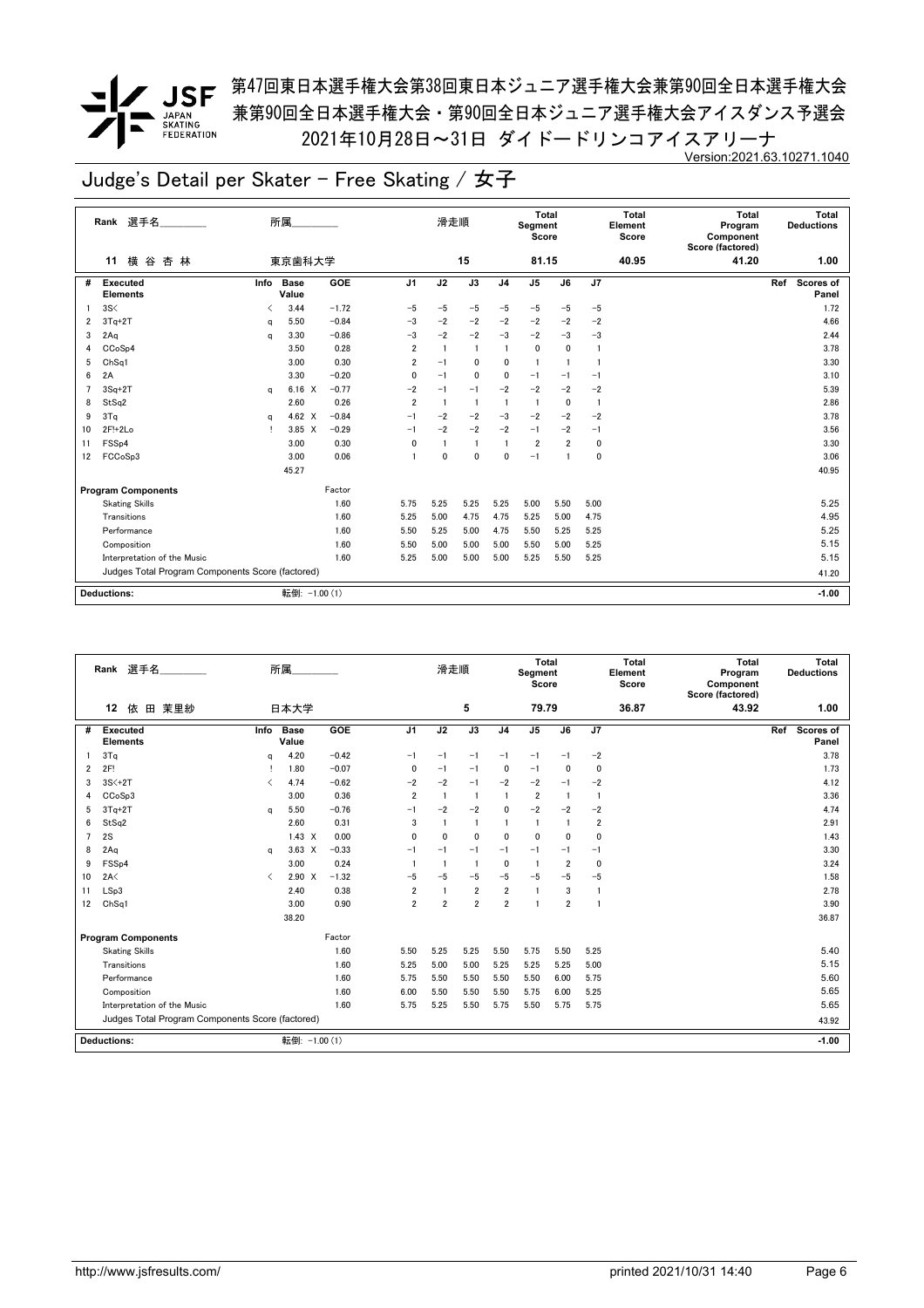# 第47回東日本選手権大会第38回東日本ジュニア選手権大会兼第90回全日本選手権大会
# 兼第90回全日本選手権大会・第90回全日本ジュニア選手権大会アイスダンス予選会
# 2021年10月28日～31日 ダイドードリンコアイスアリーナ

Version:2021.63.10271.1040

## Judge's Detail per Skater - Free Skating / 女子

| Rank | 選手名 | 所属 | 滑走順 | Total Segment Score | Total Element Score | Total Program Component Score (factored) | Total Deductions |
|---|---|---|---|---|---|---|---|
| 11 | 横谷杏林 | 東京歯科大学 | 15 | 81.15 | 40.95 | 41.20 | 1.00 |

| # | Executed Elements | Info | Base Value | | GOE | J1 | J2 | J3 | J4 | J5 | J6 | J7 | Ref | Scores of Panel |
|---|---|---|---|---|---|---|---|---|---|---|---|---|---|---|
| 1 | 3S< | < | 3.44 | | -1.72 | -5 | -5 | -5 | -5 | -5 | -5 | -5 | | 1.72 |
| 2 | 3Tq+2T | q | 5.50 | | -0.84 | -3 | -2 | -2 | -2 | -2 | -2 | -2 | | 4.66 |
| 3 | 2Aq | q | 3.30 | | -0.86 | -3 | -2 | -2 | -3 | -2 | -3 | -3 | | 2.44 |
| 4 | CCoSp4 | | 3.50 | | 0.28 | 2 | 1 | 1 | 1 | 0 | 0 | 1 | | 3.78 |
| 5 | ChSq1 | | 3.00 | | 0.30 | 2 | -1 | 0 | 0 | 1 | 1 | 1 | | 3.30 |
| 6 | 2A | | 3.30 | | -0.20 | 0 | -1 | 0 | 0 | -1 | -1 | -1 | | 3.10 |
| 7 | 3Sq+2T | q | 6.16 | X | -0.77 | -2 | -1 | -1 | -2 | -2 | -2 | -2 | | 5.39 |
| 8 | StSq2 | | 2.60 | | 0.26 | 2 | 1 | 1 | 1 | 1 | 0 | 1 | | 2.86 |
| 9 | 3Tq | q | 4.62 | X | -0.84 | -1 | -2 | -2 | -3 | -2 | -2 | -2 | | 3.78 |
| 10 | 2F!+2Lo | ! | 3.85 | X | -0.29 | -1 | -2 | -2 | -2 | -1 | -2 | -1 | | 3.56 |
| 11 | FSSp4 | | 3.00 | | 0.30 | 0 | 1 | 1 | 1 | 2 | 2 | 0 | | 3.30 |
| 12 | FCCoSp3 | | 3.00 | | 0.06 | 1 | 0 | 0 | 0 | -1 | 1 | 0 | | 3.06 |
| | | | 45.27 | | | | | | | | | | | 40.95 |

| Program Components | Factor | J1 | J2 | J3 | J4 | J5 | J6 | J7 | Scores of Panel |
|---|---|---|---|---|---|---|---|---|---|
| Skating Skills | 1.60 | 5.75 | 5.25 | 5.25 | 5.25 | 5.00 | 5.50 | 5.00 | 5.25 |
| Transitions | 1.60 | 5.25 | 5.00 | 4.75 | 4.75 | 5.25 | 5.00 | 4.75 | 4.95 |
| Performance | 1.60 | 5.50 | 5.25 | 5.00 | 4.75 | 5.50 | 5.25 | 5.25 | 5.25 |
| Composition | 1.60 | 5.50 | 5.00 | 5.00 | 5.00 | 5.50 | 5.00 | 5.25 | 5.15 |
| Interpretation of the Music | 1.60 | 5.25 | 5.00 | 5.00 | 5.00 | 5.25 | 5.50 | 5.25 | 5.15 |
| Judges Total Program Components Score (factored) | | | | | | | | | 41.20 |

Deductions: 転倒: -1.00 (1) **-1.00**

| Rank | 選手名 | 所属 | 滑走順 | Total Segment Score | Total Element Score | Total Program Component Score (factored) | Total Deductions |
|---|---|---|---|---|---|---|---|
| 12 | 依田茉里紗 | 日本大学 | 5 | 79.79 | 36.87 | 43.92 | 1.00 |

| # | Executed Elements | Info | Base Value | | GOE | J1 | J2 | J3 | J4 | J5 | J6 | J7 | Ref | Scores of Panel |
|---|---|---|---|---|---|---|---|---|---|---|---|---|---|---|
| 1 | 3Tq | q | 4.20 | | -0.42 | -1 | -1 | -1 | -1 | -1 | -1 | -2 | | 3.78 |
| 2 | 2F! | ! | 1.80 | | -0.07 | 0 | -1 | -1 | 0 | -1 | 0 | 0 | | 1.73 |
| 3 | 3S<+2T | < | 4.74 | | -0.62 | -2 | -2 | -1 | -2 | -2 | -1 | -2 | | 4.12 |
| 4 | CCoSp3 | | 3.00 | | 0.36 | 2 | 1 | 1 | 1 | 2 | 1 | 1 | | 3.36 |
| 5 | 3Tq+2T | q | 5.50 | | -0.76 | -1 | -2 | -2 | 0 | -2 | -2 | -2 | | 4.74 |
| 6 | StSq2 | | 2.60 | | 0.31 | 3 | 1 | 1 | 1 | 1 | 1 | 2 | | 2.91 |
| 7 | 2S | | 1.43 | X | 0.00 | 0 | 0 | 0 | 0 | 0 | 0 | 0 | | 1.43 |
| 8 | 2Aq | q | 3.63 | X | -0.33 | -1 | -1 | -1 | -1 | -1 | -1 | -1 | | 3.30 |
| 9 | FSSp4 | | 3.00 | | 0.24 | 1 | 1 | 1 | 0 | 1 | 2 | 0 | | 3.24 |
| 10 | 2A< | < | 2.90 | X | -1.32 | -5 | -5 | -5 | -5 | -5 | -5 | -5 | | 1.58 |
| 11 | LSp3 | | 2.40 | | 0.38 | 2 | 1 | 2 | 2 | 1 | 3 | 1 | | 2.78 |
| 12 | ChSq1 | | 3.00 | | 0.90 | 2 | 2 | 2 | 2 | 1 | 2 | 1 | | 3.90 |
| | | | 38.20 | | | | | | | | | | | 36.87 |

| Program Components | Factor | J1 | J2 | J3 | J4 | J5 | J6 | J7 | Scores of Panel |
|---|---|---|---|---|---|---|---|---|---|
| Skating Skills | 1.60 | 5.50 | 5.25 | 5.25 | 5.50 | 5.75 | 5.50 | 5.25 | 5.40 |
| Transitions | 1.60 | 5.25 | 5.00 | 5.00 | 5.25 | 5.25 | 5.25 | 5.00 | 5.15 |
| Performance | 1.60 | 5.75 | 5.50 | 5.50 | 5.50 | 5.50 | 6.00 | 5.75 | 5.60 |
| Composition | 1.60 | 6.00 | 5.50 | 5.50 | 5.50 | 5.75 | 6.00 | 5.25 | 5.65 |
| Interpretation of the Music | 1.60 | 5.75 | 5.25 | 5.50 | 5.75 | 5.50 | 5.75 | 5.75 | 5.65 |
| Judges Total Program Components Score (factored) | | | | | | | | | 43.92 |

Deductions: 転倒: -1.00 (1) **-1.00**

http://www.jsfresults.com/ printed 2021/10/31 14:40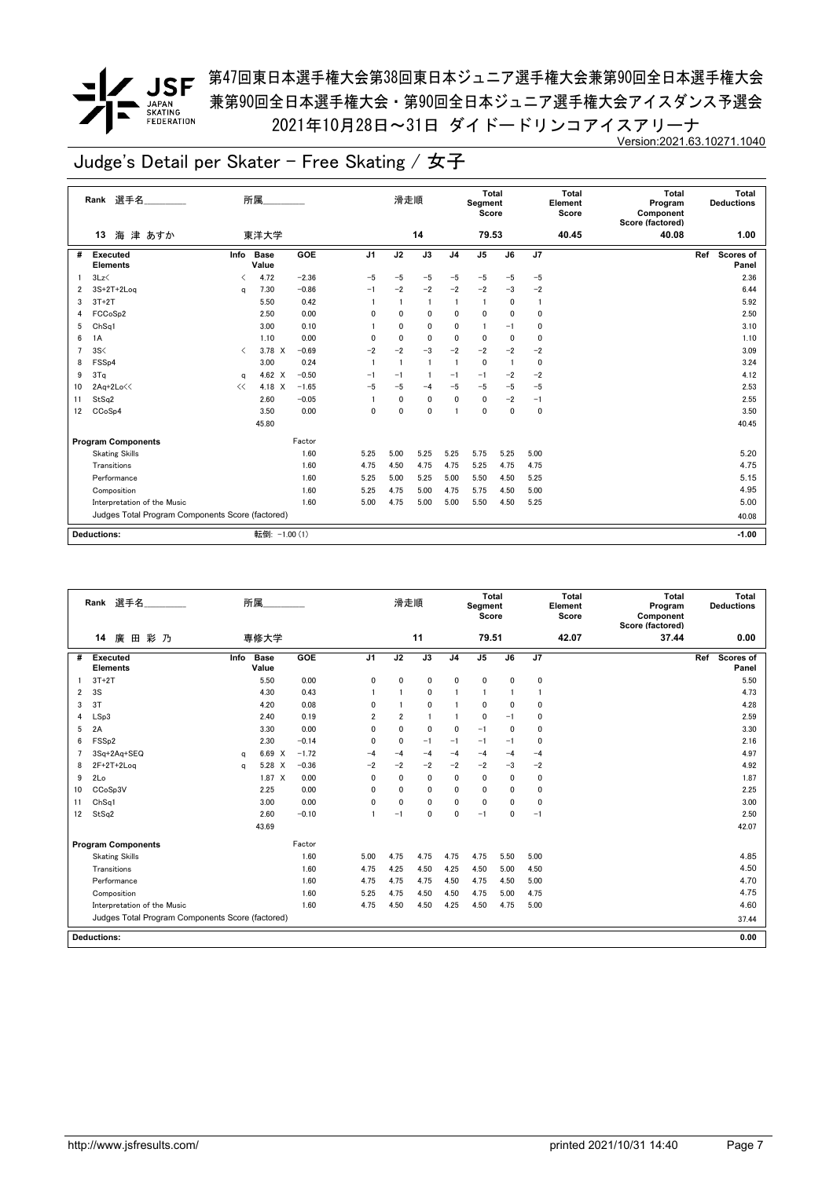# 第47回東日本選手権大会第38回東日本ジュニア選手権大会兼第90回全日本選手権大会
# 兼第90回全日本選手権大会・第90回全日本ジュニア選手権大会アイスダンス予選会
# 2021年10月28日～31日 ダイドードリンコアイスアリーナ

Version:2021.63.10271.1040

## Judge's Detail per Skater - Free Skating / 女子

| Rank | 選手名 | 所属 | 滑走順 | Total Segment Score | Total Element Score | Total Program Component Score (factored) | Total Deductions |
|---|---|---|---|---|---|---|---|
| 13 | 海 津 あすか | 東洋大学 | 14 | 79.53 | 40.45 | 40.08 | 1.00 |

| # | Executed Elements | Info | Base Value | | GOE | J1 | J2 | J3 | J4 | J5 | J6 | J7 | Ref | Scores of Panel |
|---|---|---|---|---|---|---|---|---|---|---|---|---|---|---|
| 1 | 3Lz< | < | 4.72 | | -2.36 | -5 | -5 | -5 | -5 | -5 | -5 | -5 | | 2.36 |
| 2 | 3S+2T+2Loq | q | 7.30 | | -0.86 | -1 | -2 | -2 | -2 | -2 | -3 | -2 | | 6.44 |
| 3 | 3T+2T | | 5.50 | | 0.42 | 1 | 1 | 1 | 1 | 1 | 0 | 1 | | 5.92 |
| 4 | FCCoSp2 | | 2.50 | | 0.00 | 0 | 0 | 0 | 0 | 0 | 0 | 0 | | 2.50 |
| 5 | ChSq1 | | 3.00 | | 0.10 | 1 | 0 | 0 | 0 | 1 | -1 | 0 | | 3.10 |
| 6 | 1A | | 1.10 | | 0.00 | 0 | 0 | 0 | 0 | 0 | 0 | 0 | | 1.10 |
| 7 | 3S< | < | 3.78 | X | -0.69 | -2 | -2 | -3 | -2 | -2 | -2 | -2 | | 3.09 |
| 8 | FSSp4 | | 3.00 | | 0.24 | 1 | 1 | 1 | 1 | 0 | 1 | 0 | | 3.24 |
| 9 | 3Tq | q | 4.62 | X | -0.50 | -1 | -1 | 1 | -1 | -1 | -2 | -2 | | 4.12 |
| 10 | 2Aq+2Lo<< | << | 4.18 | X | -1.65 | -5 | -5 | -4 | -5 | -5 | -5 | -5 | | 2.53 |
| 11 | StSq2 | | 2.60 | | -0.05 | 1 | 0 | 0 | 0 | 0 | -2 | -1 | | 2.55 |
| 12 | CCoSp4 | | 3.50 | | 0.00 | 0 | 0 | 0 | 1 | 0 | 0 | 0 | | 3.50 |
| | | | 45.80 | | | | | | | | | | | 40.45 |

| Program Components | Factor | J1 | J2 | J3 | J4 | J5 | J6 | J7 | Scores of Panel |
|---|---|---|---|---|---|---|---|---|---|
| Skating Skills | 1.60 | 5.25 | 5.00 | 5.25 | 5.25 | 5.75 | 5.25 | 5.00 | 5.20 |
| Transitions | 1.60 | 4.75 | 4.50 | 4.75 | 4.75 | 5.25 | 4.75 | 4.75 | 4.75 |
| Performance | 1.60 | 5.25 | 5.00 | 5.25 | 5.00 | 5.50 | 4.50 | 5.25 | 5.15 |
| Composition | 1.60 | 5.25 | 4.75 | 5.00 | 4.75 | 5.75 | 4.50 | 5.00 | 4.95 |
| Interpretation of the Music | 1.60 | 5.00 | 4.75 | 5.00 | 5.00 | 5.50 | 4.50 | 5.25 | 5.00 |
| Judges Total Program Components Score (factored) | | | | | | | | | 40.08 |

Deductions: 転倒: -1.00 (1) -1.00

| Rank | 選手名 | 所属 | 滑走順 | Total Segment Score | Total Element Score | Total Program Component Score (factored) | Total Deductions |
|---|---|---|---|---|---|---|---|
| 14 | 廣 田 彩 乃 | 専修大学 | 11 | 79.51 | 42.07 | 37.44 | 0.00 |

| # | Executed Elements | Info | Base Value | | GOE | J1 | J2 | J3 | J4 | J5 | J6 | J7 | Ref | Scores of Panel |
|---|---|---|---|---|---|---|---|---|---|---|---|---|---|---|
| 1 | 3T+2T | | 5.50 | | 0.00 | 0 | 0 | 0 | 0 | 0 | 0 | 0 | | 5.50 |
| 2 | 3S | | 4.30 | | 0.43 | 1 | 1 | 0 | 1 | 1 | 1 | 1 | | 4.73 |
| 3 | 3T | | 4.20 | | 0.08 | 0 | 1 | 0 | 1 | 0 | 0 | 0 | | 4.28 |
| 4 | LSp3 | | 2.40 | | 0.19 | 2 | 2 | 1 | 1 | 0 | -1 | 0 | | 2.59 |
| 5 | 2A | | 3.30 | | 0.00 | 0 | 0 | 0 | 0 | -1 | 0 | 0 | | 3.30 |
| 6 | FSSp2 | | 2.30 | | -0.14 | 0 | 0 | -1 | -1 | -1 | -1 | 0 | | 2.16 |
| 7 | 3Sq+2Aq+SEQ | q | 6.69 | X | -1.72 | -4 | -4 | -4 | -4 | -4 | -4 | -4 | | 4.97 |
| 8 | 2F+2T+2Loq | q | 5.28 | X | -0.36 | -2 | -2 | -2 | -2 | -2 | -3 | -2 | | 4.92 |
| 9 | 2Lo | | 1.87 | X | 0.00 | 0 | 0 | 0 | 0 | 0 | 0 | 0 | | 1.87 |
| 10 | CCoSp3V | | 2.25 | | 0.00 | 0 | 0 | 0 | 0 | 0 | 0 | 0 | | 2.25 |
| 11 | ChSq1 | | 3.00 | | 0.00 | 0 | 0 | 0 | 0 | 0 | 0 | 0 | | 3.00 |
| 12 | StSq2 | | 2.60 | | -0.10 | 1 | -1 | 0 | 0 | -1 | 0 | -1 | | 2.50 |
| | | | 43.69 | | | | | | | | | | | 42.07 |

| Program Components | Factor | J1 | J2 | J3 | J4 | J5 | J6 | J7 | Scores of Panel |
|---|---|---|---|---|---|---|---|---|---|
| Skating Skills | 1.60 | 5.00 | 4.75 | 4.75 | 4.75 | 4.75 | 5.50 | 5.00 | 4.85 |
| Transitions | 1.60 | 4.75 | 4.25 | 4.50 | 4.25 | 4.50 | 5.00 | 4.50 | 4.50 |
| Performance | 1.60 | 4.75 | 4.75 | 4.75 | 4.50 | 4.75 | 4.50 | 5.00 | 4.70 |
| Composition | 1.60 | 5.25 | 4.75 | 4.50 | 4.50 | 4.75 | 5.00 | 4.75 | 4.75 |
| Interpretation of the Music | 1.60 | 4.75 | 4.50 | 4.50 | 4.25 | 4.50 | 4.75 | 5.00 | 4.60 |
| Judges Total Program Components Score (factored) | | | | | | | | | 37.44 |

Deductions: 0.00

http://www.jsfresults.com/ printed 2021/10/31 14:40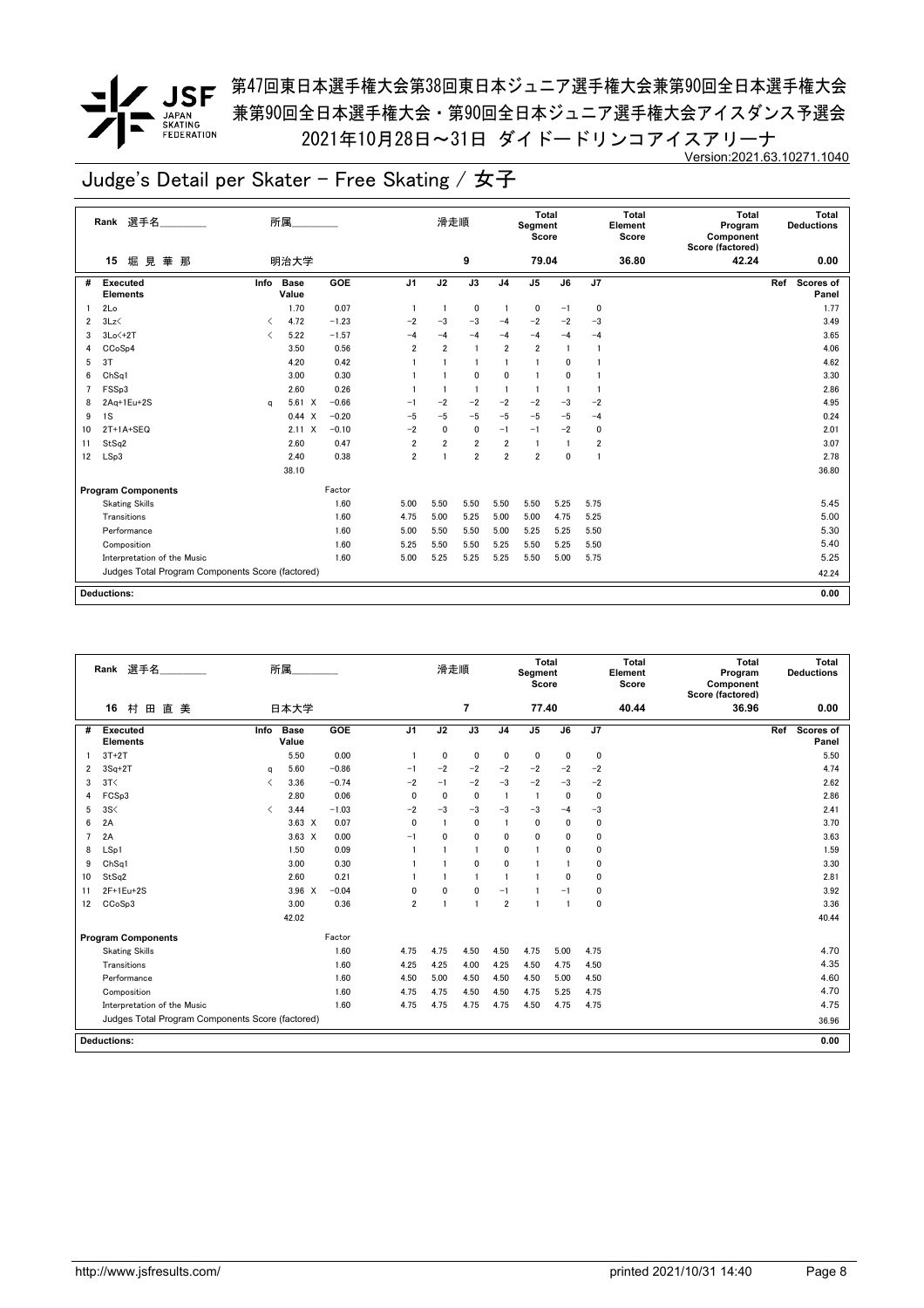第47回東日本選手権大会第38回東日本ジュニア選手権大会兼第90回全日本選手権大会
兼第90回全日本選手権大会・第90回全日本ジュニア選手権大会アイスダンス予選会
2021年10月28日～31日 ダイドードリンコアイスアリーナ

Version:2021.63.10271.1040

## Judge's Detail per Skater - Free Skating / 女子

| Rank | 選手名 | 所属 | 滑走順 | Total Segment Score | Total Element Score | Total Program Component Score (factored) | Total Deductions |
|---|---|---|---|---|---|---|---|
| 15 | 堀 見 華 那 | 明治大学 | 9 | 79.04 | 36.80 | 42.24 | 0.00 |

| # | Executed Elements | Info | Base Value | | GOE | J1 | J2 | J3 | J4 | J5 | J6 | J7 | Ref | Scores of Panel |
|---|---|---|---|---|---|---|---|---|---|---|---|---|---|---|
| 1 | 2Lo | | 1.70 | | 0.07 | 1 | 1 | 0 | 1 | 0 | −1 | 0 | | 1.77 |
| 2 | 3Lz< | < | 4.72 | | −1.23 | −2 | −3 | −3 | −4 | −2 | −2 | −3 | | 3.49 |
| 3 | 3Lo<+2T | < | 5.22 | | −1.57 | −4 | −4 | −4 | −4 | −4 | −4 | −4 | | 3.65 |
| 4 | CCoSp4 | | 3.50 | | 0.56 | 2 | 2 | 1 | 2 | 2 | 1 | 1 | | 4.06 |
| 5 | 3T | | 4.20 | | 0.42 | 1 | 1 | 1 | 1 | 1 | 0 | 1 | | 4.62 |
| 6 | ChSq1 | | 3.00 | | 0.30 | 1 | 1 | 0 | 0 | 1 | 0 | 1 | | 3.30 |
| 7 | FSSp3 | | 2.60 | | 0.26 | 1 | 1 | 1 | 1 | 1 | 1 | 1 | | 2.86 |
| 8 | 2Aq+1Eu+2S | q | 5.61 | X | −0.66 | −1 | −2 | −2 | −2 | −2 | −3 | −2 | | 4.95 |
| 9 | 1S | | 0.44 | X | −0.20 | −5 | −5 | −5 | −5 | −5 | −5 | −4 | | 0.24 |
| 10 | 2T+1A+SEQ | | 2.11 | X | −0.10 | −2 | 0 | 0 | −1 | −1 | −2 | 0 | | 2.01 |
| 11 | StSq2 | | 2.60 | | 0.47 | 2 | 2 | 2 | 2 | 1 | 1 | 2 | | 3.07 |
| 12 | LSp3 | | 2.40 | | 0.38 | 2 | 1 | 2 | 2 | 2 | 0 | 1 | | 2.78 |
| | | | 38.10 | | | | | | | | | | | 36.80 |

| Program Components | Factor | J1 | J2 | J3 | J4 | J5 | J6 | J7 | Scores of Panel |
|---|---|---|---|---|---|---|---|---|---|
| Skating Skills | 1.60 | 5.00 | 5.50 | 5.50 | 5.50 | 5.50 | 5.25 | 5.75 | 5.45 |
| Transitions | 1.60 | 4.75 | 5.00 | 5.25 | 5.00 | 5.00 | 4.75 | 5.25 | 5.00 |
| Performance | 1.60 | 5.00 | 5.50 | 5.50 | 5.00 | 5.25 | 5.25 | 5.50 | 5.30 |
| Composition | 1.60 | 5.25 | 5.50 | 5.50 | 5.25 | 5.50 | 5.25 | 5.50 | 5.40 |
| Interpretation of the Music | 1.60 | 5.00 | 5.25 | 5.25 | 5.25 | 5.50 | 5.00 | 5.75 | 5.25 |
| Judges Total Program Components Score (factored) | | | | | | | | | 42.24 |

**Deductions:** 0.00

| Rank | 選手名 | 所属 | 滑走順 | Total Segment Score | Total Element Score | Total Program Component Score (factored) | Total Deductions |
|---|---|---|---|---|---|---|---|
| 16 | 村 田 直 美 | 日本大学 | 7 | 77.40 | 40.44 | 36.96 | 0.00 |

| # | Executed Elements | Info | Base Value | | GOE | J1 | J2 | J3 | J4 | J5 | J6 | J7 | Ref | Scores of Panel |
|---|---|---|---|---|---|---|---|---|---|---|---|---|---|---|
| 1 | 3T+2T | | 5.50 | | 0.00 | 1 | 0 | 0 | 0 | 0 | 0 | 0 | | 5.50 |
| 2 | 3Sq+2T | q | 5.60 | | −0.86 | −1 | −2 | −2 | −2 | −2 | −2 | −2 | | 4.74 |
| 3 | 3T< | < | 3.36 | | −0.74 | −2 | −1 | −2 | −3 | −2 | −3 | −2 | | 2.62 |
| 4 | FCSp3 | | 2.80 | | 0.06 | 0 | 0 | 0 | 1 | 1 | 0 | 0 | | 2.86 |
| 5 | 3S< | < | 3.44 | | −1.03 | −2 | −3 | −3 | −3 | −3 | −4 | −3 | | 2.41 |
| 6 | 2A | | 3.63 | X | 0.07 | 0 | 1 | 0 | 1 | 0 | 0 | 0 | | 3.70 |
| 7 | 2A | | 3.63 | X | 0.00 | −1 | 0 | 0 | 0 | 0 | 0 | 0 | | 3.63 |
| 8 | LSp1 | | 1.50 | | 0.09 | 1 | 1 | 1 | 0 | 1 | 0 | 0 | | 1.59 |
| 9 | ChSq1 | | 3.00 | | 0.30 | 1 | 1 | 0 | 0 | 1 | 1 | 0 | | 3.30 |
| 10 | StSq2 | | 2.60 | | 0.21 | 1 | 1 | 1 | 1 | 1 | 0 | 0 | | 2.81 |
| 11 | 2F+1Eu+2S | | 3.96 | X | −0.04 | 0 | 0 | 0 | −1 | 1 | −1 | 0 | | 3.92 |
| 12 | CCoSp3 | | 3.00 | | 0.36 | 2 | 1 | 1 | 2 | 1 | 1 | 0 | | 3.36 |
| | | | 42.02 | | | | | | | | | | | 40.44 |

| Program Components | Factor | J1 | J2 | J3 | J4 | J5 | J6 | J7 | Scores of Panel |
|---|---|---|---|---|---|---|---|---|---|
| Skating Skills | 1.60 | 4.75 | 4.75 | 4.50 | 4.50 | 4.75 | 5.00 | 4.75 | 4.70 |
| Transitions | 1.60 | 4.25 | 4.25 | 4.00 | 4.25 | 4.50 | 4.75 | 4.50 | 4.35 |
| Performance | 1.60 | 4.50 | 5.00 | 4.50 | 4.50 | 4.50 | 5.00 | 4.50 | 4.60 |
| Composition | 1.60 | 4.75 | 4.75 | 4.50 | 4.50 | 4.75 | 5.25 | 4.75 | 4.70 |
| Interpretation of the Music | 1.60 | 4.75 | 4.75 | 4.75 | 4.75 | 4.50 | 4.75 | 4.75 | 4.75 |
| Judges Total Program Components Score (factored) | | | | | | | | | 36.96 |

**Deductions:** 0.00

http://www.jsfresults.com/ printed 2021/10/31 14:40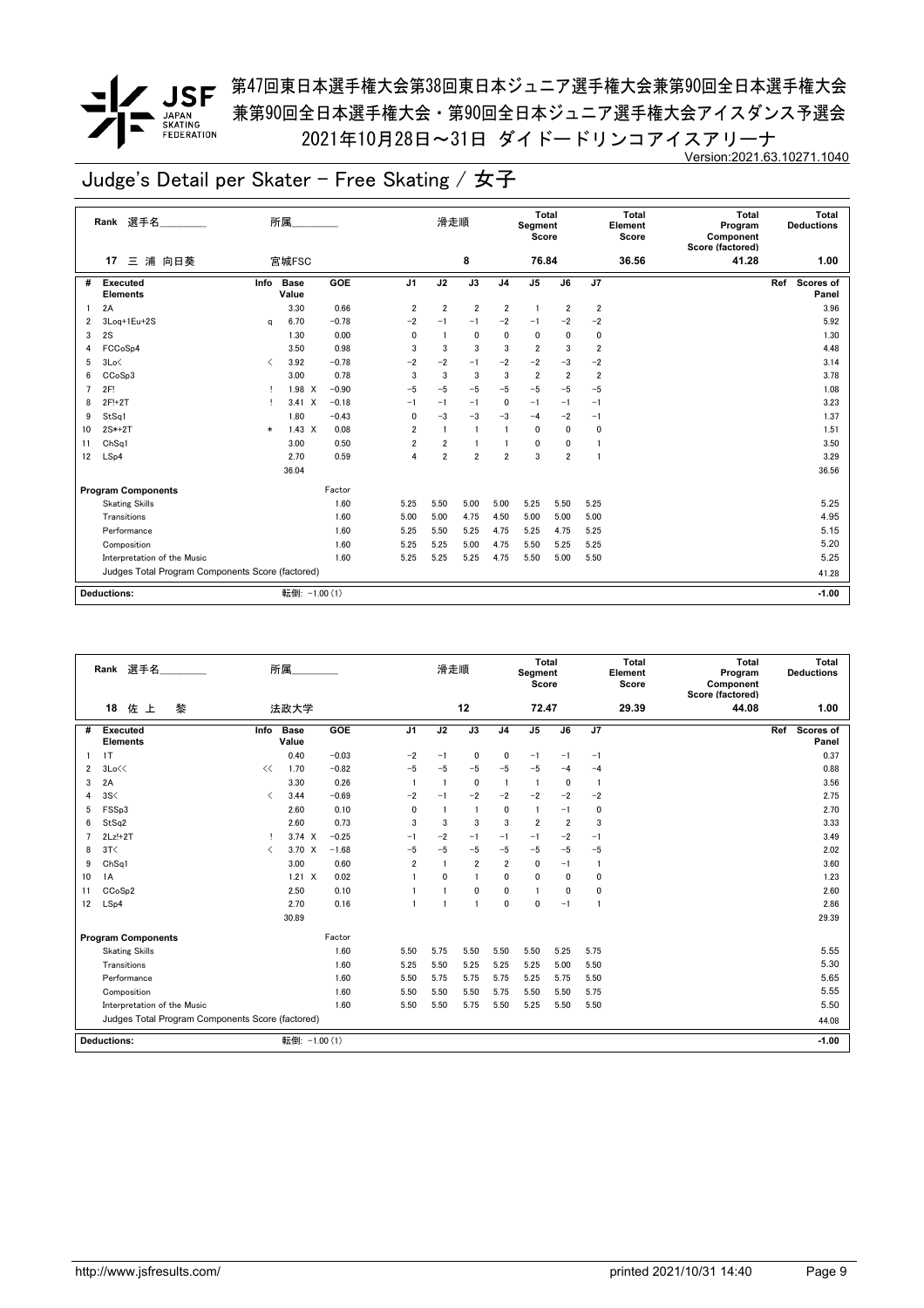# 第47回東日本選手権大会第38回東日本ジュニア選手権大会兼第90回全日本選手権大会
## 兼第90回全日本選手権大会・第90回全日本ジュニア選手権大会アイスダンス予選会
## 2021年10月28日～31日 ダイドードリンコアイスアリーナ

Version:2021.63.10271.1040

# Judge's Detail per Skater - Free Skating / 女子

| Rank | 選手名 | 所属 | 滑走順 | Total Segment Score | Total Element Score | Total Program Component Score (factored) | Total Deductions |
|---|---|---|---|---|---|---|---|
| 17 | 三 浦 向日葵 | 宮城FSC | 8 | 76.84 | 36.56 | 41.28 | 1.00 |

| # | Executed Elements | Info | Base Value | | GOE | J1 | J2 | J3 | J4 | J5 | J6 | J7 | Ref | Scores of Panel |
|---|---|---|---|---|---|---|---|---|---|---|---|---|---|---|
| 1 | 2A | | 3.30 | | 0.66 | 2 | 2 | 2 | 2 | 1 | 2 | 2 | | 3.96 |
| 2 | 3Loq+1Eu+2S | q | 6.70 | | −0.78 | −2 | −1 | −1 | −2 | −1 | −2 | −2 | | 5.92 |
| 3 | 2S | | 1.30 | | 0.00 | 0 | 1 | 0 | 0 | 0 | 0 | 0 | | 1.30 |
| 4 | FCCoSp4 | | 3.50 | | 0.98 | 3 | 3 | 3 | 3 | 2 | 3 | 2 | | 4.48 |
| 5 | 3Lo< | < | 3.92 | | −0.78 | −2 | −2 | −1 | −2 | −2 | −3 | −2 | | 3.14 |
| 6 | CCoSp3 | | 3.00 | | 0.78 | 3 | 3 | 3 | 3 | 2 | 2 | 2 | | 3.78 |
| 7 | 2F! | ! | 1.98 | X | −0.90 | −5 | −5 | −5 | −5 | −5 | −5 | −5 | | 1.08 |
| 8 | 2F!+2T | ! | 3.41 | X | −0.18 | −1 | −1 | −1 | 0 | −1 | −1 | −1 | | 3.23 |
| 9 | StSq1 | | 1.80 | | −0.43 | 0 | −3 | −3 | −3 | −4 | −2 | −1 | | 1.37 |
| 10 | 2S*+2T | * | 1.43 | X | 0.08 | 2 | 1 | 1 | 1 | 0 | 0 | 0 | | 1.51 |
| 11 | ChSq1 | | 3.00 | | 0.50 | 2 | 2 | 1 | 1 | 0 | 0 | 1 | | 3.50 |
| 12 | LSp4 | | 2.70 | | 0.59 | 4 | 2 | 2 | 2 | 3 | 2 | 1 | | 3.29 |
| | | | 36.04 | | | | | | | | | | | 36.56 |

| Program Components | Factor | J1 | J2 | J3 | J4 | J5 | J6 | J7 | Scores of Panel |
|---|---|---|---|---|---|---|---|---|---|
| Skating Skills | 1.60 | 5.25 | 5.50 | 5.00 | 5.00 | 5.25 | 5.50 | 5.25 | 5.25 |
| Transitions | 1.60 | 5.00 | 5.00 | 4.75 | 4.50 | 5.00 | 5.00 | 5.00 | 4.95 |
| Performance | 1.60 | 5.25 | 5.50 | 5.25 | 4.75 | 5.25 | 4.75 | 5.25 | 5.15 |
| Composition | 1.60 | 5.25 | 5.25 | 5.00 | 4.75 | 5.50 | 5.25 | 5.25 | 5.20 |
| Interpretation of the Music | 1.60 | 5.25 | 5.25 | 5.25 | 4.75 | 5.50 | 5.00 | 5.50 | 5.25 |
| Judges Total Program Components Score (factored) | | | | | | | | | 41.28 |

| Deductions: | 転倒: −1.00 (1) | −1.00 |
|---|---|---|

| Rank | 選手名 | 所属 | 滑走順 | Total Segment Score | Total Element Score | Total Program Component Score (factored) | Total Deductions |
|---|---|---|---|---|---|---|---|
| 18 | 佐 上 黎 | 法政大学 | 12 | 72.47 | 29.39 | 44.08 | 1.00 |

| # | Executed Elements | Info | Base Value | | GOE | J1 | J2 | J3 | J4 | J5 | J6 | J7 | Ref | Scores of Panel |
|---|---|---|---|---|---|---|---|---|---|---|---|---|---|---|
| 1 | 1T | | 0.40 | | −0.03 | −2 | −1 | 0 | 0 | −1 | −1 | −1 | | 0.37 |
| 2 | 3Lo<< | << | 1.70 | | −0.82 | −5 | −5 | −5 | −5 | −5 | −4 | −4 | | 0.88 |
| 3 | 2A | | 3.30 | | 0.26 | 1 | 1 | 0 | 1 | 1 | 0 | 1 | | 3.56 |
| 4 | 3S< | < | 3.44 | | −0.69 | −2 | −1 | −2 | −2 | −2 | −2 | −2 | | 2.75 |
| 5 | FSSp3 | | 2.60 | | 0.10 | 0 | 1 | 1 | 0 | 1 | −1 | 0 | | 2.70 |
| 6 | StSq2 | | 2.60 | | 0.73 | 3 | 3 | 3 | 3 | 2 | 2 | 3 | | 3.33 |
| 7 | 2Lz!+2T | ! | 3.74 | X | −0.25 | −1 | −2 | −1 | −1 | −1 | −2 | −1 | | 3.49 |
| 8 | 3T< | < | 3.70 | X | −1.68 | −5 | −5 | −5 | −5 | −5 | −5 | −5 | | 2.02 |
| 9 | ChSq1 | | 3.00 | | 0.60 | 2 | 1 | 2 | 2 | 0 | −1 | 1 | | 3.60 |
| 10 | 1A | | 1.21 | X | 0.02 | 1 | 0 | 1 | 0 | 0 | 0 | 0 | | 1.23 |
| 11 | CCoSp2 | | 2.50 | | 0.10 | 1 | 1 | 0 | 0 | 1 | 0 | 0 | | 2.60 |
| 12 | LSp4 | | 2.70 | | 0.16 | 1 | 1 | 1 | 0 | 0 | −1 | 1 | | 2.86 |
| | | | 30.89 | | | | | | | | | | | 29.39 |

| Program Components | Factor | J1 | J2 | J3 | J4 | J5 | J6 | J7 | Scores of Panel |
|---|---|---|---|---|---|---|---|---|---|
| Skating Skills | 1.60 | 5.50 | 5.75 | 5.50 | 5.50 | 5.50 | 5.25 | 5.75 | 5.55 |
| Transitions | 1.60 | 5.25 | 5.50 | 5.25 | 5.25 | 5.25 | 5.00 | 5.50 | 5.30 |
| Performance | 1.60 | 5.50 | 5.75 | 5.75 | 5.75 | 5.25 | 5.75 | 5.50 | 5.65 |
| Composition | 1.60 | 5.50 | 5.50 | 5.50 | 5.75 | 5.50 | 5.50 | 5.75 | 5.55 |
| Interpretation of the Music | 1.60 | 5.50 | 5.50 | 5.75 | 5.50 | 5.25 | 5.50 | 5.50 | 5.50 |
| Judges Total Program Components Score (factored) | | | | | | | | | 44.08 |

| Deductions: | 転倒: −1.00 (1) | −1.00 |
|---|---|---|

http://www.jsfresults.com/ printed 2021/10/31 14:40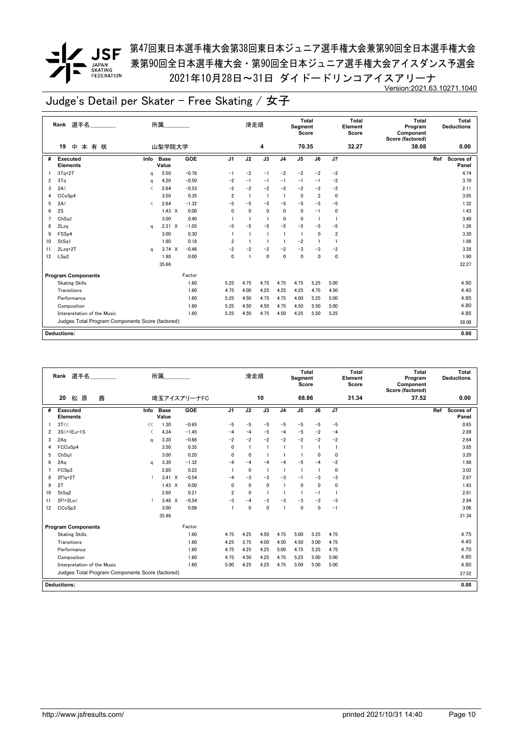第47回東日本選手権大会第38回東日本ジュニア選手権大会兼第90回全日本選手権大会
兼第90回全日本選手権大会・第90回全日本ジュニア選手権大会アイスダンス予選会
2021年10月28日～31日 ダイドードリンコアイスアリーナ

Version:2021.63.10271.1040

# Judge's Detail per Skater - Free Skating / 女子

| Rank | 選手名 | 所属 | 滑走順 | Total Segment Score | Total Element Score | Total Program Component Score (factored) | Total Deductions |
|---|---|---|---|---|---|---|---|
| 19 | 中本有咲 | 山梨学院大学 | 4 | 70.35 | 32.27 | 38.08 | 0.00 |

| # | Executed Elements | Info | Base Value | | GOE | J1 | J2 | J3 | J4 | J5 | J6 | J7 | Ref | Scores of Panel |
|---|---|---|---|---|---|---|---|---|---|---|---|---|---|---|
| 1 | 3Tq+2T | q | 5.50 | | −0.76 | −1 | −2 | −1 | −2 | −2 | −2 | −2 | | 4.74 |
| 2 | 3Tq | q | 4.20 | | −0.50 | −2 | −1 | −1 | −1 | −1 | −1 | −2 | | 3.70 |
| 3 | 2A< | < | 2.64 | | −0.53 | −2 | −2 | −2 | −2 | −2 | −2 | −2 | | 2.11 |
| 4 | CCoSp4 | | 3.50 | | 0.35 | 2 | 1 | 1 | 1 | 0 | 2 | 0 | | 3.85 |
| 5 | 2A< | < | 2.64 | | −1.32 | −5 | −5 | −5 | −5 | −5 | −5 | −5 | | 1.32 |
| 6 | 2S | | 1.43 | X | 0.00 | 0 | 0 | 0 | 0 | 0 | −1 | 0 | | 1.43 |
| 7 | ChSq1 | | 3.00 | | 0.40 | 1 | 1 | 1 | 0 | 0 | 1 | 1 | | 3.40 |
| 8 | 2Lzq | q | 2.31 | X | −1.05 | −5 | −5 | −5 | −5 | −5 | −5 | −5 | | 1.26 |
| 9 | FSSp4 | | 3.00 | | 0.30 | 1 | 1 | 1 | 1 | 1 | 0 | 2 | | 3.30 |
| 10 | StSq1 | | 1.80 | | 0.18 | 2 | 1 | 1 | 1 | −2 | 1 | 1 | | 1.98 |
| 11 | 2Lzq+2T | q | 3.74 | X | −0.46 | −2 | −2 | −2 | −2 | −3 | −3 | −2 | | 3.28 |
| 12 | LSp2 | | 1.90 | | 0.00 | 0 | 1 | 0 | 0 | 0 | 0 | 0 | | 1.90 |
| | | | 35.66 | | | | | | | | | | | 32.27 |

| Program Components | Factor | J1 | J2 | J3 | J4 | J5 | J6 | J7 | Scores of Panel |
|---|---|---|---|---|---|---|---|---|---|
| Skating Skills | 1.60 | 5.25 | 4.75 | 4.75 | 4.75 | 4.75 | 5.25 | 5.00 | 4.90 |
| Transitions | 1.60 | 4.75 | 4.00 | 4.25 | 4.25 | 4.25 | 4.75 | 4.50 | 4.40 |
| Performance | 1.60 | 5.25 | 4.50 | 4.75 | 4.75 | 4.00 | 5.25 | 5.00 | 4.85 |
| Composition | 1.60 | 5.25 | 4.50 | 4.50 | 4.75 | 4.50 | 5.50 | 5.00 | 4.80 |
| Interpretation of the Music | 1.60 | 5.25 | 4.50 | 4.75 | 4.50 | 4.25 | 5.50 | 5.25 | 4.85 |
| Judges Total Program Components Score (factored) | | | | | | | | | 38.08 |

**Deductions:** 0.00

| Rank | 選手名 | 所属 | 滑走順 | Total Segment Score | Total Element Score | Total Program Component Score (factored) | Total Deductions |
|---|---|---|---|---|---|---|---|
| 20 | 松原 茜 | 埼玉アイスアリーナFC | 10 | 68.86 | 31.34 | 37.52 | 0.00 |

| # | Executed Elements | Info | Base Value | | GOE | J1 | J2 | J3 | J4 | J5 | J6 | J7 | Ref | Scores of Panel |
|---|---|---|---|---|---|---|---|---|---|---|---|---|---|---|
| 1 | 3T<< | << | 1.30 | | −0.65 | −5 | −5 | −5 | −5 | −5 | −5 | −5 | | 0.65 |
| 2 | 3S<+1Eu+1S | < | 4.34 | | −1.45 | −4 | −4 | −5 | −4 | −5 | −2 | −4 | | 2.89 |
| 3 | 2Aq | q | 3.30 | | −0.66 | −2 | −2 | −2 | −2 | −2 | −2 | −2 | | 2.64 |
| 4 | FCCoSp4 | | 3.50 | | 0.35 | 0 | 1 | 1 | 1 | 1 | 1 | 1 | | 3.85 |
| 5 | ChSq1 | | 3.00 | | 0.20 | 0 | 0 | 1 | 1 | 1 | 0 | 0 | | 3.20 |
| 6 | 2Aq | q | 3.30 | | −1.32 | −4 | −4 | −4 | −4 | −5 | −4 | −2 | | 1.98 |
| 7 | FCSp3 | | 2.80 | | 0.22 | 1 | 0 | 1 | 1 | 1 | 1 | 0 | | 3.02 |
| 8 | 2F!q+2T | ! | 3.41 | X | −0.54 | −4 | −3 | −3 | −3 | −1 | −3 | −3 | | 2.87 |
| 9 | 2T | | 1.43 | X | 0.00 | 0 | 0 | 0 | 1 | 0 | 0 | 0 | | 1.43 |
| 10 | StSq2 | | 2.60 | | 0.21 | 2 | 0 | 1 | 1 | 1 | −1 | 1 | | 2.81 |
| 11 | 2F!+2Lo< | ! | 3.48 | X | −0.54 | −3 | −4 | −3 | −3 | −3 | −3 | −3 | | 2.94 |
| 12 | CCoSp3 | | 3.00 | | 0.06 | 1 | 0 | 0 | 1 | 0 | 0 | −1 | | 3.06 |
| | | | 35.46 | | | | | | | | | | | 31.34 |

| Program Components | Factor | J1 | J2 | J3 | J4 | J5 | J6 | J7 | Scores of Panel |
|---|---|---|---|---|---|---|---|---|---|
| Skating Skills | 1.60 | 4.75 | 4.25 | 4.50 | 4.75 | 5.00 | 5.25 | 4.75 | 4.75 |
| Transitions | 1.60 | 4.25 | 3.75 | 4.00 | 4.50 | 4.50 | 5.00 | 4.75 | 4.40 |
| Performance | 1.60 | 4.75 | 4.25 | 4.25 | 5.00 | 4.75 | 5.25 | 4.75 | 4.70 |
| Composition | 1.60 | 4.75 | 4.50 | 4.25 | 4.75 | 5.25 | 5.00 | 5.00 | 4.80 |
| Interpretation of the Music | 1.60 | 5.00 | 4.25 | 4.25 | 4.75 | 5.00 | 5.00 | 5.00 | 4.80 |
| Judges Total Program Components Score (factored) | | | | | | | | | 37.52 |

**Deductions:** 0.00

http://www.jsfresults.com/ printed 2021/10/31 14:40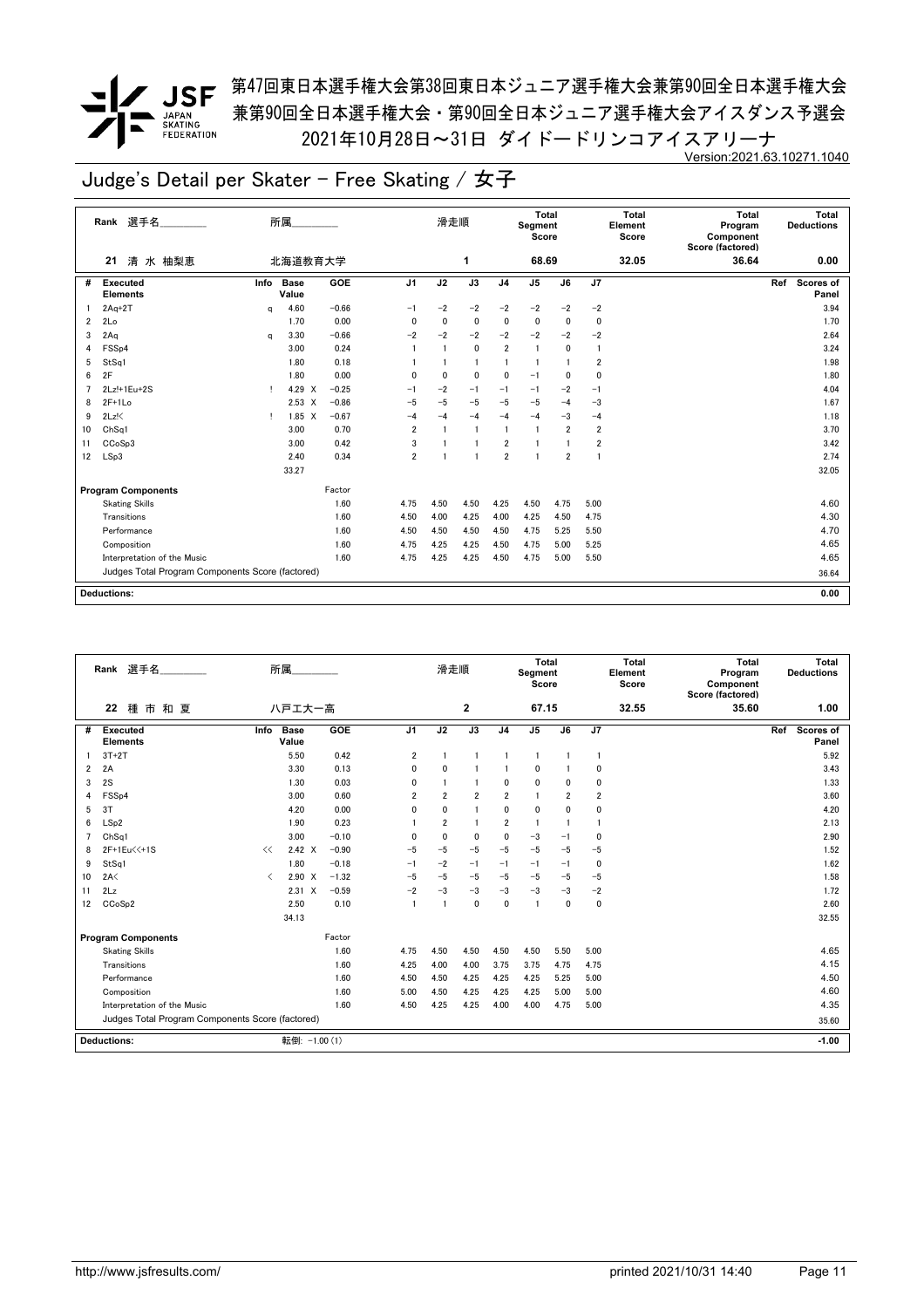# 第47回東日本選手権大会第38回東日本ジュニア選手権大会兼第90回全日本選手権大会
# 兼第90回全日本選手権大会・第90回全日本ジュニア選手権大会アイスダンス予選会
## 2021年10月28日〜31日 ダイドードリンコアイスアリーナ

Version:2021.63.10271.1040

## Judge's Detail per Skater - Free Skating / 女子

| Rank | 選手名 | 所属 | 滑走順 | Total Segment Score | Total Element Score | Total Program Component Score (factored) | Total Deductions |
|---|---|---|---|---|---|---|---|
| 21 | 清 水 柚梨恵 | 北海道教育大学 | 1 | 68.69 | 32.05 | 36.64 | 0.00 |

| # | Executed Elements | Info | Base Value | | GOE | J1 | J2 | J3 | J4 | J5 | J6 | J7 | Ref | Scores of Panel |
|---|---|---|---|---|---|---|---|---|---|---|---|---|---|---|
| 1 | 2Aq+2T | q | 4.60 | | −0.66 | −1 | −2 | −2 | −2 | −2 | −2 | −2 | | 3.94 |
| 2 | 2Lo | | 1.70 | | 0.00 | 0 | 0 | 0 | 0 | 0 | 0 | 0 | | 1.70 |
| 3 | 2Aq | q | 3.30 | | −0.66 | −2 | −2 | −2 | −2 | −2 | −2 | −2 | | 2.64 |
| 4 | FSSp4 | | 3.00 | | 0.24 | 1 | 1 | 0 | 2 | 1 | 0 | 1 | | 3.24 |
| 5 | StSq1 | | 1.80 | | 0.18 | 1 | 1 | 1 | 1 | 1 | 1 | 2 | | 1.98 |
| 6 | 2F | | 1.80 | | 0.00 | 0 | 0 | 0 | 0 | −1 | 0 | 0 | | 1.80 |
| 7 | 2Lz!+1Eu+2S | ! | 4.29 | X | −0.25 | −1 | −2 | −1 | −1 | −1 | −2 | −1 | | 4.04 |
| 8 | 2F+1Lo | | 2.53 | X | −0.86 | −5 | −5 | −5 | −5 | −5 | −4 | −3 | | 1.67 |
| 9 | 2Lz!< | ! | 1.85 | X | −0.67 | −4 | −4 | −4 | −4 | −4 | −3 | −4 | | 1.18 |
| 10 | ChSq1 | | 3.00 | | 0.70 | 2 | 1 | 1 | 1 | 1 | 2 | 2 | | 3.70 |
| 11 | CCoSp3 | | 3.00 | | 0.42 | 3 | 1 | 1 | 2 | 1 | 1 | 2 | | 3.42 |
| 12 | LSp3 | | 2.40 | | 0.34 | 2 | 1 | 1 | 2 | 1 | 2 | 1 | | 2.74 |
| | | | 33.27 | | | | | | | | | | | 32.05 |

| Program Components | Factor | J1 | J2 | J3 | J4 | J5 | J6 | J7 | Scores of Panel |
|---|---|---|---|---|---|---|---|---|---|
| Skating Skills | 1.60 | 4.75 | 4.50 | 4.50 | 4.25 | 4.50 | 4.75 | 5.00 | 4.60 |
| Transitions | 1.60 | 4.50 | 4.00 | 4.25 | 4.00 | 4.25 | 4.50 | 4.75 | 4.30 |
| Performance | 1.60 | 4.50 | 4.50 | 4.50 | 4.50 | 4.75 | 5.25 | 5.50 | 4.70 |
| Composition | 1.60 | 4.75 | 4.25 | 4.25 | 4.50 | 4.75 | 5.00 | 5.25 | 4.65 |
| Interpretation of the Music | 1.60 | 4.75 | 4.25 | 4.25 | 4.50 | 4.75 | 5.00 | 5.50 | 4.65 |
| Judges Total Program Components Score (factored) | | | | | | | | | 36.64 |

**Deductions:** 0.00

| Rank | 選手名 | 所属 | 滑走順 | Total Segment Score | Total Element Score | Total Program Component Score (factored) | Total Deductions |
|---|---|---|---|---|---|---|---|
| 22 | 種 市 和 夏 | 八戸工大一高 | 2 | 67.15 | 32.55 | 35.60 | 1.00 |

| # | Executed Elements | Info | Base Value | | GOE | J1 | J2 | J3 | J4 | J5 | J6 | J7 | Ref | Scores of Panel |
|---|---|---|---|---|---|---|---|---|---|---|---|---|---|---|
| 1 | 3T+2T | | 5.50 | | 0.42 | 2 | 1 | 1 | 1 | 1 | 1 | 1 | | 5.92 |
| 2 | 2A | | 3.30 | | 0.13 | 0 | 0 | 1 | 1 | 0 | 1 | 0 | | 3.43 |
| 3 | 2S | | 1.30 | | 0.03 | 0 | 1 | 1 | 0 | 0 | 0 | 0 | | 1.33 |
| 4 | FSSp4 | | 3.00 | | 0.60 | 2 | 2 | 2 | 2 | 1 | 2 | 2 | | 3.60 |
| 5 | 3T | | 4.20 | | 0.00 | 0 | 0 | 1 | 0 | 0 | 0 | 0 | | 4.20 |
| 6 | LSp2 | | 1.90 | | 0.23 | 1 | 2 | 1 | 2 | 1 | 1 | 1 | | 2.13 |
| 7 | ChSq1 | | 3.00 | | −0.10 | 0 | 0 | 0 | 0 | −3 | −1 | 0 | | 2.90 |
| 8 | 2F+1Eu<<+1S | << | 2.42 | X | −0.90 | −5 | −5 | −5 | −5 | −5 | −5 | −5 | | 1.52 |
| 9 | StSq1 | | 1.80 | | −0.18 | −1 | −2 | −1 | −1 | −1 | −1 | 0 | | 1.62 |
| 10 | 2A< | < | 2.90 | X | −1.32 | −5 | −5 | −5 | −5 | −5 | −5 | −5 | | 1.58 |
| 11 | 2Lz | | 2.31 | X | −0.59 | −2 | −3 | −3 | −3 | −3 | −3 | −2 | | 1.72 |
| 12 | CCoSp2 | | 2.50 | | 0.10 | 1 | 1 | 0 | 0 | 1 | 0 | 0 | | 2.60 |
| | | | 34.13 | | | | | | | | | | | 32.55 |

| Program Components | Factor | J1 | J2 | J3 | J4 | J5 | J6 | J7 | Scores of Panel |
|---|---|---|---|---|---|---|---|---|---|
| Skating Skills | 1.60 | 4.75 | 4.50 | 4.50 | 4.50 | 4.50 | 5.50 | 5.00 | 4.65 |
| Transitions | 1.60 | 4.25 | 4.00 | 4.00 | 3.75 | 3.75 | 4.75 | 4.75 | 4.15 |
| Performance | 1.60 | 4.50 | 4.50 | 4.25 | 4.25 | 4.25 | 5.25 | 5.00 | 4.50 |
| Composition | 1.60 | 5.00 | 4.50 | 4.25 | 4.25 | 4.25 | 5.00 | 5.00 | 4.60 |
| Interpretation of the Music | 1.60 | 4.50 | 4.25 | 4.25 | 4.00 | 4.00 | 4.75 | 5.00 | 4.35 |
| Judges Total Program Components Score (factored) | | | | | | | | | 35.60 |

**Deductions:** 転倒: −1.00 (1) **−1.00**

http://www.jsfresults.com/ printed 2021/10/31 14:40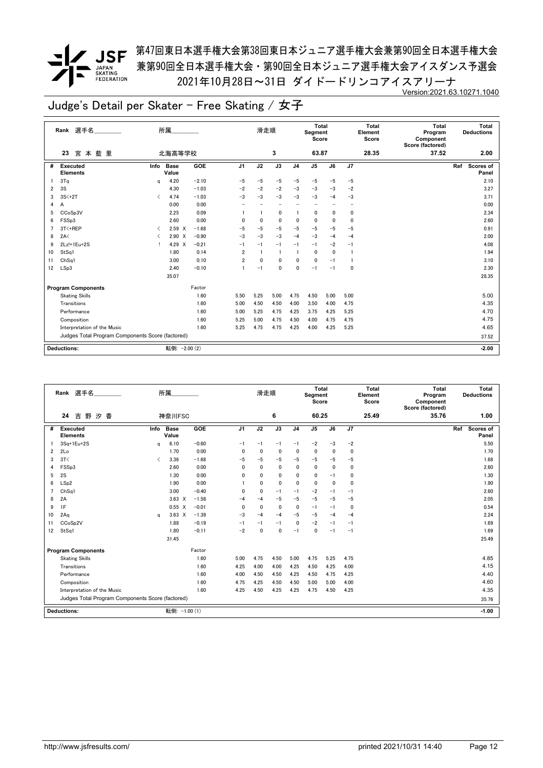第47回東日本選手権大会第38回東日本ジュニア選手権大会兼第90回全日本選手権大会
兼第90回全日本選手権大会・第90回全日本ジュニア選手権大会アイスダンス予選会
2021年10月28日～31日 ダイドードリンコアイスアリーナ

Version:2021.63.10271.1040

# Judge's Detail per Skater - Free Skating / 女子

| Rank | 選手名 | 所属 | 滑走順 | Total Segment Score | Total Element Score | Total Program Component Score (factored) | Total Deductions |
|---|---|---|---|---|---|---|---|
| 23 | 宮本藍里 | 北海高等学校 | 3 | 63.87 | 28.35 | 37.52 | 2.00 |

| # | Executed Elements | Info | Base Value | | GOE | J1 | J2 | J3 | J4 | J5 | J6 | J7 | Ref | Scores of Panel |
|---|---|---|---|---|---|---|---|---|---|---|---|---|---|---|
| 1 | 3Tq | q | 4.20 | | −2.10 | −5 | −5 | −5 | −5 | −5 | −5 | −5 | | 2.10 |
| 2 | 3S | | 4.30 | | −1.03 | −2 | −2 | −2 | −3 | −3 | −3 | −2 | | 3.27 |
| 3 | 3S<+2T | < | 4.74 | | −1.03 | −3 | −3 | −3 | −3 | −3 | −4 | −3 | | 3.71 |
| 4 | A | | 0.00 | | 0.00 | − | − | − | − | − | − | − | | 0.00 |
| 5 | CCoSp3V | | 2.25 | | 0.09 | 1 | 1 | 0 | 1 | 0 | 0 | 0 | | 2.34 |
| 6 | FSSp3 | | 2.60 | | 0.00 | 0 | 0 | 0 | 0 | 0 | 0 | 0 | | 2.60 |
| 7 | 3T<+REP | < | 2.59 | X | −1.68 | −5 | −5 | −5 | −5 | −5 | −5 | −5 | | 0.91 |
| 8 | 2A< | < | 2.90 | X | −0.90 | −3 | −3 | −3 | −4 | −3 | −4 | −4 | | 2.00 |
| 9 | 2Lz!+1Eu+2S | ! | 4.29 | X | −0.21 | −1 | −1 | −1 | −1 | −1 | −2 | −1 | | 4.08 |
| 10 | StSq1 | | 1.80 | | 0.14 | 2 | 1 | 1 | 1 | 0 | 0 | 1 | | 1.94 |
| 11 | ChSq1 | | 3.00 | | 0.10 | 2 | 0 | 0 | 0 | 0 | −1 | 1 | | 3.10 |
| 12 | LSp3 | | 2.40 | | −0.10 | 1 | −1 | 0 | 0 | −1 | −1 | 0 | | 2.30 |
| | | | 35.07 | | | | | | | | | | | 28.35 |

| Program Components | Factor | J1 | J2 | J3 | J4 | J5 | J6 | J7 | Scores of Panel |
|---|---|---|---|---|---|---|---|---|---|
| Skating Skills | 1.60 | 5.50 | 5.25 | 5.00 | 4.75 | 4.50 | 5.00 | 5.00 | 5.00 |
| Transitions | 1.60 | 5.00 | 4.50 | 4.50 | 4.00 | 3.50 | 4.00 | 4.75 | 4.35 |
| Performance | 1.60 | 5.00 | 5.25 | 4.75 | 4.25 | 3.75 | 4.25 | 5.25 | 4.70 |
| Composition | 1.60 | 5.25 | 5.00 | 4.75 | 4.50 | 4.00 | 4.75 | 4.75 | 4.75 |
| Interpretation of the Music | 1.60 | 5.25 | 4.75 | 4.75 | 4.25 | 4.00 | 4.25 | 5.25 | 4.65 |
| Judges Total Program Components Score (factored) | | | | | | | | | 37.52 |

Deductions: 転倒: −2.00 (2) **−2.00**

| Rank | 選手名 | 所属 | 滑走順 | Total Segment Score | Total Element Score | Total Program Component Score (factored) | Total Deductions |
|---|---|---|---|---|---|---|---|
| 24 | 吉野汐香 | 神奈川FSC | 6 | 60.25 | 25.49 | 35.76 | 1.00 |

| # | Executed Elements | Info | Base Value | | GOE | J1 | J2 | J3 | J4 | J5 | J6 | J7 | Ref | Scores of Panel |
|---|---|---|---|---|---|---|---|---|---|---|---|---|---|---|
| 1 | 3Sq+1Eu+2S | q | 6.10 | | −0.60 | −1 | −1 | −1 | −1 | −2 | −3 | −2 | | 5.50 |
| 2 | 2Lo | | 1.70 | | 0.00 | 0 | 0 | 0 | 0 | 0 | 0 | 0 | | 1.70 |
| 3 | 3T< | < | 3.36 | | −1.68 | −5 | −5 | −5 | −5 | −5 | −5 | −5 | | 1.68 |
| 4 | FSSp3 | | 2.60 | | 0.00 | 0 | 0 | 0 | 0 | 0 | 0 | 0 | | 2.60 |
| 5 | 2S | | 1.30 | | 0.00 | 0 | 0 | 0 | 0 | 0 | −1 | 0 | | 1.30 |
| 6 | LSp2 | | 1.90 | | 0.00 | 1 | 0 | 0 | 0 | 0 | 0 | 0 | | 1.90 |
| 7 | ChSq1 | | 3.00 | | −0.40 | 0 | 0 | −1 | −1 | −2 | −1 | −1 | | 2.60 |
| 8 | 2A | | 3.63 | X | −1.58 | −4 | −4 | −5 | −5 | −5 | −5 | −5 | | 2.05 |
| 9 | 1F | | 0.55 | X | −0.01 | 0 | 0 | 0 | 0 | −1 | −1 | 0 | | 0.54 |
| 10 | 2Aq | q | 3.63 | X | −1.39 | −3 | −4 | −4 | −5 | −5 | −4 | −4 | | 2.24 |
| 11 | CCoSp2V | | 1.88 | | −0.19 | −1 | −1 | −1 | 0 | −2 | −1 | −1 | | 1.69 |
| 12 | StSq1 | | 1.80 | | −0.11 | −2 | 0 | 0 | −1 | 0 | −1 | −1 | | 1.69 |
| | | | 31.45 | | | | | | | | | | | 25.49 |

| Program Components | Factor | J1 | J2 | J3 | J4 | J5 | J6 | J7 | Scores of Panel |
|---|---|---|---|---|---|---|---|---|---|
| Skating Skills | 1.60 | 5.00 | 4.75 | 4.50 | 5.00 | 4.75 | 5.25 | 4.75 | 4.85 |
| Transitions | 1.60 | 4.25 | 4.00 | 4.00 | 4.25 | 4.50 | 4.25 | 4.00 | 4.15 |
| Performance | 1.60 | 4.00 | 4.50 | 4.50 | 4.25 | 4.50 | 4.75 | 4.25 | 4.40 |
| Composition | 1.60 | 4.75 | 4.25 | 4.50 | 4.50 | 5.00 | 5.00 | 4.00 | 4.60 |
| Interpretation of the Music | 1.60 | 4.25 | 4.50 | 4.25 | 4.25 | 4.75 | 4.50 | 4.25 | 4.35 |
| Judges Total Program Components Score (factored) | | | | | | | | | 35.76 |

Deductions: 転倒: −1.00 (1) **−1.00**

http://www.jsfresults.com/ printed 2021/10/31 14:40